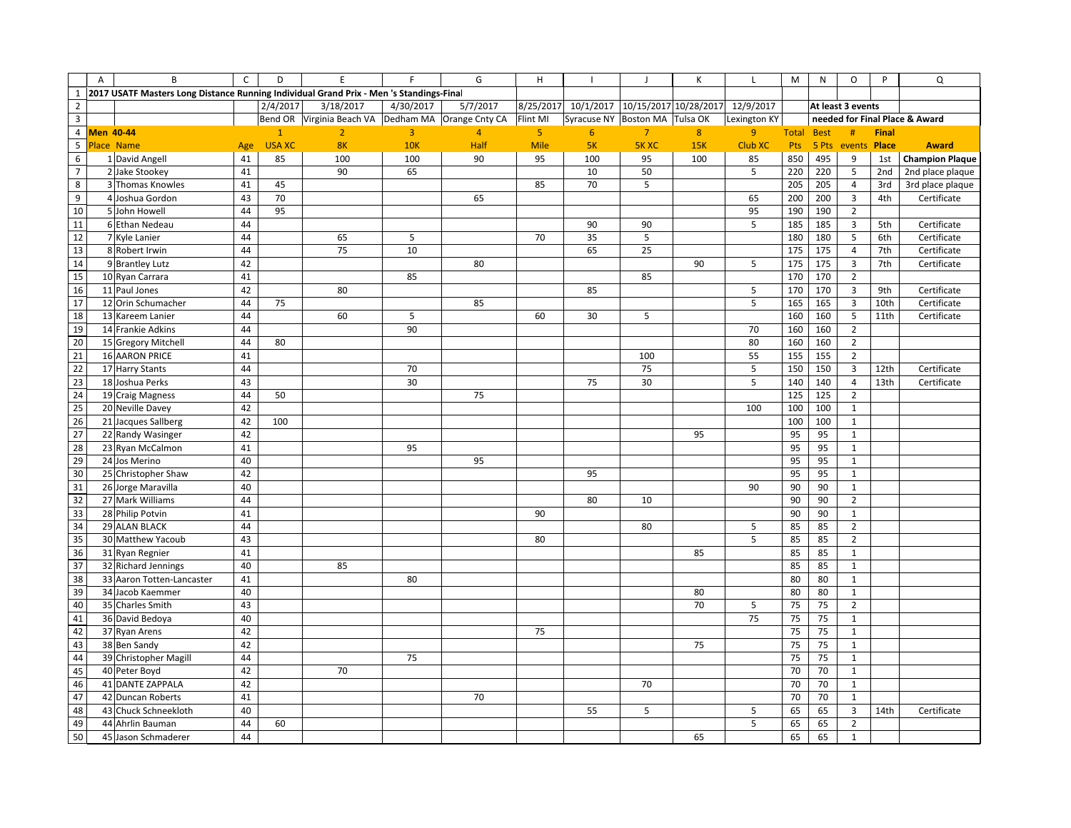# 2017 USATF Masters Long Distance Running Individual Grand Prix - Men 's Standings-Final

| | | | 2/4/2017 | 3/18/2017 | 4/30/2017 | 5/7/2017 | 8/25/2017 | 10/1/2017 | 10/15/2017 | 10/28/2017 | 12/9/2017 | | At least 3 events | | | |
|---|---|---|---|---|---|---|---|---|---|---|---|---|---|---|---|---|
| | | | Bend OR | Virginia Beach VA | Dedham MA | Orange Cnty CA | Flint MI | Syracuse NY | Boston MA | Tulsa OK | Lexington KY | | needed for Final Place & Award | | | |
| **Men 40-44** | | | 1 | 2 | 3 | 4 | 5 | 6 | 7 | 8 | 9 | Total | Best | # | Final | |
| Place | Name | Age | USA XC | 8K | 10K | Half | Mile | 5K | 5K XC | 15K | Club XC | Pts | 5 Pts | events | Place | Award |
| 1 | David Angell | 41 | 85 | 100 | 100 | 90 | 95 | 100 | 95 | 100 | 85 | 850 | 495 | 9 | 1st | Champion Plaque |
| 2 | Jake Stookey | 41 | | 90 | 65 | | | 10 | 50 | | 5 | 220 | 220 | 5 | 2nd | 2nd place plaque |
| 3 | Thomas Knowles | 41 | 45 | | | | 85 | 70 | 5 | | | 205 | 205 | 4 | 3rd | 3rd place plaque |
| 4 | Joshua Gordon | 43 | 70 | | | 65 | | | | | 65 | 200 | 200 | 3 | 4th | Certificate |
| 5 | John Howell | 44 | 95 | | | | | | | | 95 | 190 | 190 | 2 | | |
| 6 | Ethan Nedeau | 44 | | | | | | 90 | 90 | | 5 | 185 | 185 | 3 | 5th | Certificate |
| 7 | Kyle Lanier | 44 | | 65 | 5 | | 70 | 35 | 5 | | | 180 | 180 | 5 | 6th | Certificate |
| 8 | Robert Irwin | 44 | | 75 | 10 | | | 65 | 25 | | | 175 | 175 | 4 | 7th | Certificate |
| 9 | Brantley Lutz | 42 | | | | 80 | | | | 90 | 5 | 175 | 175 | 3 | 7th | Certificate |
| 10 | Ryan Carrara | 41 | | | 85 | | | | 85 | | | 170 | 170 | 2 | | |
| 11 | Paul Jones | 42 | | 80 | | | | 85 | | | 5 | 170 | 170 | 3 | 9th | Certificate |
| 12 | Orin Schumacher | 44 | 75 | | | 85 | | | | | 5 | 165 | 165 | 3 | 10th | Certificate |
| 13 | Kareem Lanier | 44 | | 60 | 5 | | 60 | 30 | 5 | | | 160 | 160 | 5 | 11th | Certificate |
| 14 | Frankie Adkins | 44 | | | 90 | | | | | | 70 | 160 | 160 | 2 | | |
| 15 | Gregory Mitchell | 44 | 80 | | | | | | | | 80 | 160 | 160 | 2 | | |
| 16 | AARON PRICE | 41 | | | | | | | 100 | | 55 | 155 | 155 | 2 | | |
| 17 | Harry Stants | 44 | | | 70 | | | | 75 | | 5 | 150 | 150 | 3 | 12th | Certificate |
| 18 | Joshua Perks | 43 | | | 30 | | | 75 | 30 | | 5 | 140 | 140 | 4 | 13th | Certificate |
| 19 | Craig Magness | 44 | 50 | | | 75 | | | | | | 125 | 125 | 2 | | |
| 20 | Neville Davey | 42 | | | | | | | | | 100 | 100 | 100 | 1 | | |
| 21 | Jacques Sallberg | 42 | 100 | | | | | | | | | 100 | 100 | 1 | | |
| 22 | Randy Wasinger | 42 | | | | | | | | 95 | | 95 | 95 | 1 | | |
| 23 | Ryan McCalmon | 41 | | | 95 | | | | | | | 95 | 95 | 1 | | |
| 24 | Jos Merino | 40 | | | | 95 | | | | | | 95 | 95 | 1 | | |
| 25 | Christopher Shaw | 42 | | | | | | 95 | | | | 95 | 95 | 1 | | |
| 26 | Jorge Maravilla | 40 | | | | | | | | | 90 | 90 | 90 | 1 | | |
| 27 | Mark Williams | 44 | | | | | | 80 | 10 | | | 90 | 90 | 2 | | |
| 28 | Philip Potvin | 41 | | | | | 90 | | | | | 90 | 90 | 1 | | |
| 29 | ALAN BLACK | 44 | | | | | | | 80 | | 5 | 85 | 85 | 2 | | |
| 30 | Matthew Yacoub | 43 | | | | | 80 | | | | 5 | 85 | 85 | 2 | | |
| 31 | Ryan Regnier | 41 | | | | | | | | 85 | | 85 | 85 | 1 | | |
| 32 | Richard Jennings | 40 | | 85 | | | | | | | | 85 | 85 | 1 | | |
| 33 | Aaron Totten-Lancaster | 41 | | | 80 | | | | | | | 80 | 80 | 1 | | |
| 34 | Jacob Kaemmer | 40 | | | | | | | | 80 | | 80 | 80 | 1 | | |
| 35 | Charles Smith | 43 | | | | | | | | 70 | 5 | 75 | 75 | 2 | | |
| 36 | David Bedoya | 40 | | | | | | | | | 75 | 75 | 75 | 1 | | |
| 37 | Ryan Arens | 42 | | | | | 75 | | | | | 75 | 75 | 1 | | |
| 38 | Ben Sandy | 42 | | | | | | | | 75 | | 75 | 75 | 1 | | |
| 39 | Christopher Magill | 44 | | | 75 | | | | | | | 75 | 75 | 1 | | |
| 40 | Peter Boyd | 42 | | 70 | | | | | | | | 70 | 70 | 1 | | |
| 41 | DANTE ZAPPALA | 42 | | | | | | | 70 | | | 70 | 70 | 1 | | |
| 42 | Duncan Roberts | 41 | | | | 70 | | | | | | 70 | 70 | 1 | | |
| 43 | Chuck Schneekloth | 40 | | | | | | 55 | 5 | | 5 | 65 | 65 | 3 | 14th | Certificate |
| 44 | Ahrlin Bauman | 44 | 60 | | | | | | | | 5 | 65 | 65 | 2 | | |
| 45 | Jason Schmaderer | 44 | | | | | | | | 65 | | 65 | 65 | 1 | | |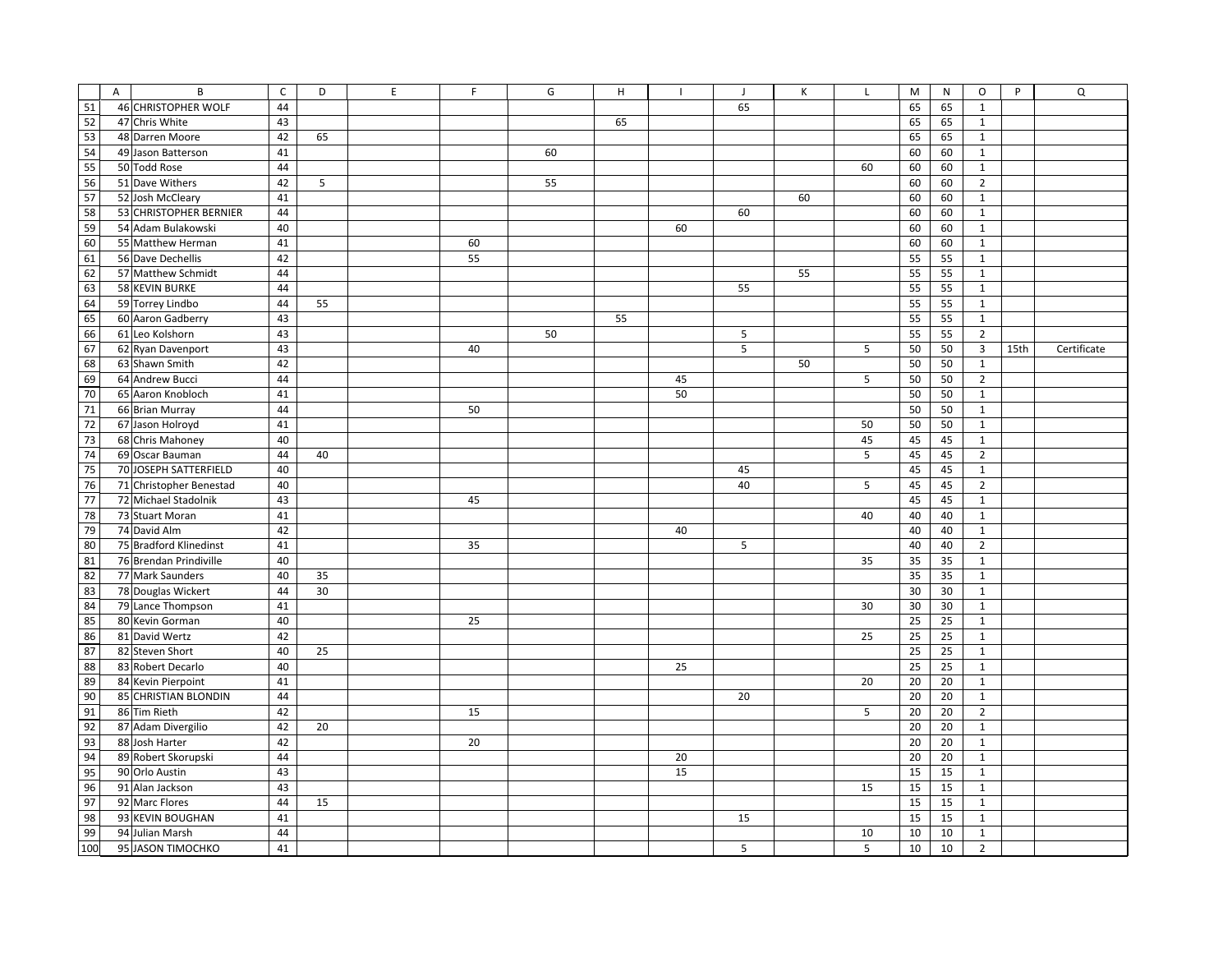|  | A | B | C | D | E | F | G | H | I | J | K | L | M | N | O | P | Q |
|---|---|---|---|---|---|---|---|---|---|---|---|---|---|---|---|---|---|
| 51 | 46 | CHRISTOPHER WOLF | 44 |  |  |  |  |  |  | 65 |  |  | 65 | 65 | 1 |  |  |
| 52 | 47 | Chris White | 43 |  |  |  |  | 65 |  |  |  |  | 65 | 65 | 1 |  |  |
| 53 | 48 | Darren Moore | 42 | 65 |  |  |  |  |  |  |  |  | 65 | 65 | 1 |  |  |
| 54 | 49 | Jason Batterson | 41 |  |  |  | 60 |  |  |  |  |  | 60 | 60 | 1 |  |  |
| 55 | 50 | Todd Rose | 44 |  |  |  |  |  |  |  |  | 60 | 60 | 60 | 1 |  |  |
| 56 | 51 | Dave Withers | 42 | 5 |  |  | 55 |  |  |  |  |  | 60 | 60 | 2 |  |  |
| 57 | 52 | Josh McCleary | 41 |  |  |  |  |  |  |  | 60 |  | 60 | 60 | 1 |  |  |
| 58 | 53 | CHRISTOPHER BERNIER | 44 |  |  |  |  |  |  | 60 |  |  | 60 | 60 | 1 |  |  |
| 59 | 54 | Adam Bulakowski | 40 |  |  |  |  |  | 60 |  |  |  | 60 | 60 | 1 |  |  |
| 60 | 55 | Matthew Herman | 41 |  |  | 60 |  |  |  |  |  |  | 60 | 60 | 1 |  |  |
| 61 | 56 | Dave Dechellis | 42 |  |  | 55 |  |  |  |  |  |  | 55 | 55 | 1 |  |  |
| 62 | 57 | Matthew Schmidt | 44 |  |  |  |  |  |  |  | 55 |  | 55 | 55 | 1 |  |  |
| 63 | 58 | KEVIN BURKE | 44 |  |  |  |  |  |  | 55 |  |  | 55 | 55 | 1 |  |  |
| 64 | 59 | Torrey Lindbo | 44 | 55 |  |  |  |  |  |  |  |  | 55 | 55 | 1 |  |  |
| 65 | 60 | Aaron Gadberry | 43 |  |  |  |  | 55 |  |  |  |  | 55 | 55 | 1 |  |  |
| 66 | 61 | Leo Kolshorn | 43 |  |  |  | 50 |  |  | 5 |  |  | 55 | 55 | 2 |  |  |
| 67 | 62 | Ryan Davenport | 43 |  |  | 40 |  |  |  | 5 |  | 5 | 50 | 50 | 3 | 15th | Certificate |
| 68 | 63 | Shawn Smith | 42 |  |  |  |  |  |  |  | 50 |  | 50 | 50 | 1 |  |  |
| 69 | 64 | Andrew Bucci | 44 |  |  |  |  |  | 45 |  |  | 5 | 50 | 50 | 2 |  |  |
| 70 | 65 | Aaron Knobloch | 41 |  |  |  |  |  | 50 |  |  |  | 50 | 50 | 1 |  |  |
| 71 | 66 | Brian Murray | 44 |  |  | 50 |  |  |  |  |  |  | 50 | 50 | 1 |  |  |
| 72 | 67 | Jason Holroyd | 41 |  |  |  |  |  |  |  |  | 50 | 50 | 50 | 1 |  |  |
| 73 | 68 | Chris Mahoney | 40 |  |  |  |  |  |  |  |  | 45 | 45 | 45 | 1 |  |  |
| 74 | 69 | Oscar Bauman | 44 | 40 |  |  |  |  |  |  |  | 5 | 45 | 45 | 2 |  |  |
| 75 | 70 | JOSEPH SATTERFIELD | 40 |  |  |  |  |  |  | 45 |  |  | 45 | 45 | 1 |  |  |
| 76 | 71 | Christopher Benestad | 40 |  |  |  |  |  |  | 40 |  | 5 | 45 | 45 | 2 |  |  |
| 77 | 72 | Michael Stadolnik | 43 |  |  | 45 |  |  |  |  |  |  | 45 | 45 | 1 |  |  |
| 78 | 73 | Stuart Moran | 41 |  |  |  |  |  |  |  |  | 40 | 40 | 40 | 1 |  |  |
| 79 | 74 | David Alm | 42 |  |  |  |  |  | 40 |  |  |  | 40 | 40 | 1 |  |  |
| 80 | 75 | Bradford Klinedinst | 41 |  |  | 35 |  |  |  | 5 |  |  | 40 | 40 | 2 |  |  |
| 81 | 76 | Brendan Prindiville | 40 |  |  |  |  |  |  |  |  | 35 | 35 | 35 | 1 |  |  |
| 82 | 77 | Mark Saunders | 40 | 35 |  |  |  |  |  |  |  |  | 35 | 35 | 1 |  |  |
| 83 | 78 | Douglas Wickert | 44 | 30 |  |  |  |  |  |  |  |  | 30 | 30 | 1 |  |  |
| 84 | 79 | Lance Thompson | 41 |  |  |  |  |  |  |  |  | 30 | 30 | 30 | 1 |  |  |
| 85 | 80 | Kevin Gorman | 40 |  |  | 25 |  |  |  |  |  |  | 25 | 25 | 1 |  |  |
| 86 | 81 | David Wertz | 42 |  |  |  |  |  |  |  |  | 25 | 25 | 25 | 1 |  |  |
| 87 | 82 | Steven Short | 40 | 25 |  |  |  |  |  |  |  |  | 25 | 25 | 1 |  |  |
| 88 | 83 | Robert Decarlo | 40 |  |  |  |  |  | 25 |  |  |  | 25 | 25 | 1 |  |  |
| 89 | 84 | Kevin Pierpoint | 41 |  |  |  |  |  |  |  |  | 20 | 20 | 20 | 1 |  |  |
| 90 | 85 | CHRISTIAN BLONDIN | 44 |  |  |  |  |  |  | 20 |  |  | 20 | 20 | 1 |  |  |
| 91 | 86 | Tim Rieth | 42 |  |  | 15 |  |  |  |  |  | 5 | 20 | 20 | 2 |  |  |
| 92 | 87 | Adam Divergilio | 42 | 20 |  |  |  |  |  |  |  |  | 20 | 20 | 1 |  |  |
| 93 | 88 | Josh Harter | 42 |  |  | 20 |  |  |  |  |  |  | 20 | 20 | 1 |  |  |
| 94 | 89 | Robert Skorupski | 44 |  |  |  |  |  | 20 |  |  |  | 20 | 20 | 1 |  |  |
| 95 | 90 | Orlo Austin | 43 |  |  |  |  |  | 15 |  |  |  | 15 | 15 | 1 |  |  |
| 96 | 91 | Alan Jackson | 43 |  |  |  |  |  |  |  |  | 15 | 15 | 15 | 1 |  |  |
| 97 | 92 | Marc Flores | 44 | 15 |  |  |  |  |  |  |  |  | 15 | 15 | 1 |  |  |
| 98 | 93 | KEVIN BOUGHAN | 41 |  |  |  |  |  |  | 15 |  |  | 15 | 15 | 1 |  |  |
| 99 | 94 | Julian Marsh | 44 |  |  |  |  |  |  |  |  | 10 | 10 | 10 | 1 |  |  |
| 100 | 95 | JASON TIMOCHKO | 41 |  |  |  |  |  |  | 5 |  | 5 | 10 | 10 | 2 |  |  |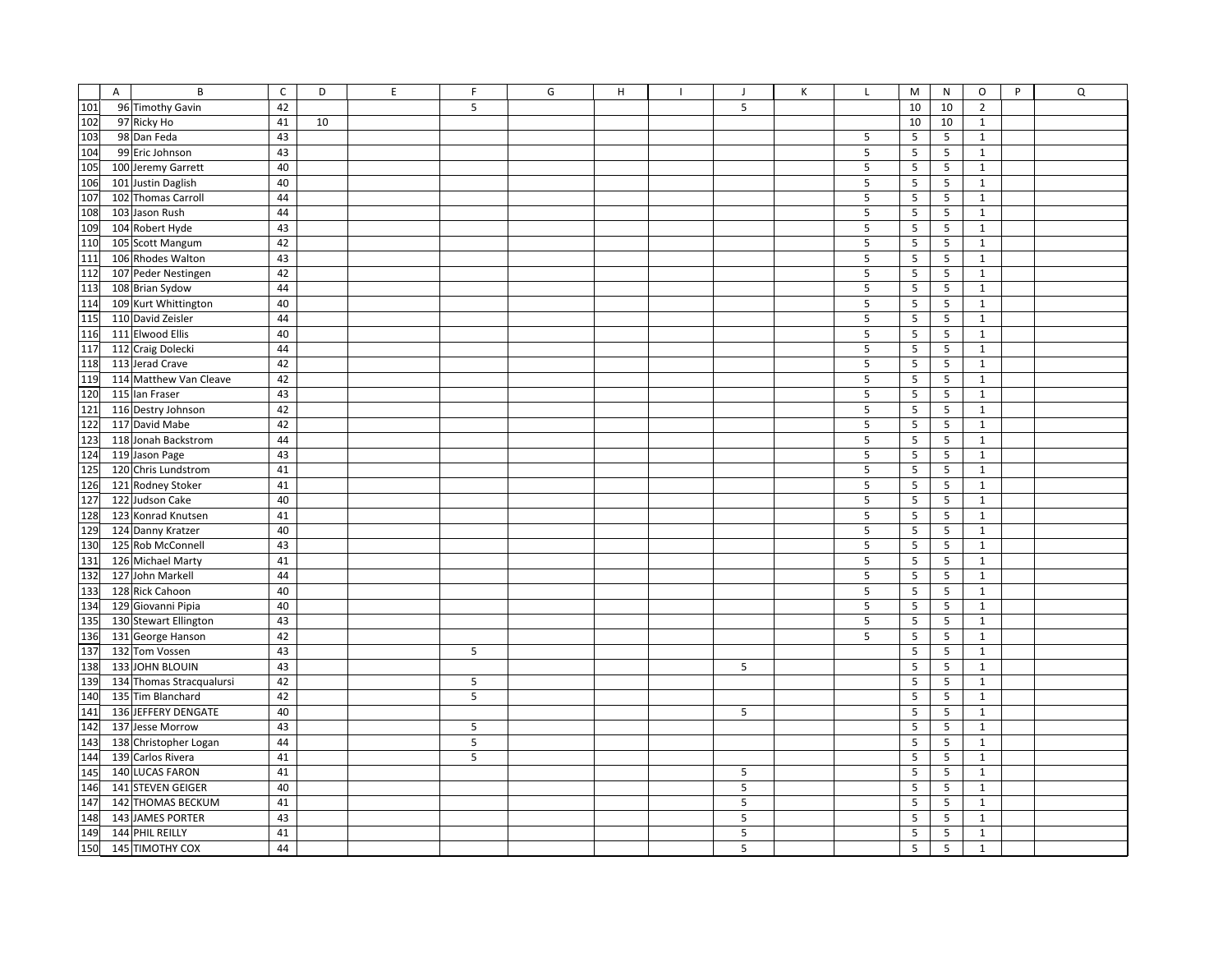| | A | B | C | D | E | F | G | H | I | J | K | L | M | N | O | P | Q |
|---|---|---|---|---|---|---|---|---|---|---|---|---|---|---|---|---|---|
| 101 | 96 | Timothy Gavin | 42 | | | 5 | | | | 5 | | | 10 | 10 | 2 | | |
| 102 | 97 | Ricky Ho | 41 | 10 | | | | | | | | | 10 | 10 | 1 | | |
| 103 | 98 | Dan Feda | 43 | | | | | | | | | 5 | 5 | 5 | 1 | | |
| 104 | 99 | Eric Johnson | 43 | | | | | | | | | 5 | 5 | 5 | 1 | | |
| 105 | 100 | Jeremy Garrett | 40 | | | | | | | | | 5 | 5 | 5 | 1 | | |
| 106 | 101 | Justin Daglish | 40 | | | | | | | | | 5 | 5 | 5 | 1 | | |
| 107 | 102 | Thomas Carroll | 44 | | | | | | | | | 5 | 5 | 5 | 1 | | |
| 108 | 103 | Jason Rush | 44 | | | | | | | | | 5 | 5 | 5 | 1 | | |
| 109 | 104 | Robert Hyde | 43 | | | | | | | | | 5 | 5 | 5 | 1 | | |
| 110 | 105 | Scott Mangum | 42 | | | | | | | | | 5 | 5 | 5 | 1 | | |
| 111 | 106 | Rhodes Walton | 43 | | | | | | | | | 5 | 5 | 5 | 1 | | |
| 112 | 107 | Peder Nestingen | 42 | | | | | | | | | 5 | 5 | 5 | 1 | | |
| 113 | 108 | Brian Sydow | 44 | | | | | | | | | 5 | 5 | 5 | 1 | | |
| 114 | 109 | Kurt Whittington | 40 | | | | | | | | | 5 | 5 | 5 | 1 | | |
| 115 | 110 | David Zeisler | 44 | | | | | | | | | 5 | 5 | 5 | 1 | | |
| 116 | 111 | Elwood Ellis | 40 | | | | | | | | | 5 | 5 | 5 | 1 | | |
| 117 | 112 | Craig Dolecki | 44 | | | | | | | | | 5 | 5 | 5 | 1 | | |
| 118 | 113 | Jerad Crave | 42 | | | | | | | | | 5 | 5 | 5 | 1 | | |
| 119 | 114 | Matthew Van Cleave | 42 | | | | | | | | | 5 | 5 | 5 | 1 | | |
| 120 | 115 | Ian Fraser | 43 | | | | | | | | | 5 | 5 | 5 | 1 | | |
| 121 | 116 | Destry Johnson | 42 | | | | | | | | | 5 | 5 | 5 | 1 | | |
| 122 | 117 | David Mabe | 42 | | | | | | | | | 5 | 5 | 5 | 1 | | |
| 123 | 118 | Jonah Backstrom | 44 | | | | | | | | | 5 | 5 | 5 | 1 | | |
| 124 | 119 | Jason Page | 43 | | | | | | | | | 5 | 5 | 5 | 1 | | |
| 125 | 120 | Chris Lundstrom | 41 | | | | | | | | | 5 | 5 | 5 | 1 | | |
| 126 | 121 | Rodney Stoker | 41 | | | | | | | | | 5 | 5 | 5 | 1 | | |
| 127 | 122 | Judson Cake | 40 | | | | | | | | | 5 | 5 | 5 | 1 | | |
| 128 | 123 | Konrad Knutsen | 41 | | | | | | | | | 5 | 5 | 5 | 1 | | |
| 129 | 124 | Danny Kratzer | 40 | | | | | | | | | 5 | 5 | 5 | 1 | | |
| 130 | 125 | Rob McConnell | 43 | | | | | | | | | 5 | 5 | 5 | 1 | | |
| 131 | 126 | Michael Marty | 41 | | | | | | | | | 5 | 5 | 5 | 1 | | |
| 132 | 127 | John Markell | 44 | | | | | | | | | 5 | 5 | 5 | 1 | | |
| 133 | 128 | Rick Cahoon | 40 | | | | | | | | | 5 | 5 | 5 | 1 | | |
| 134 | 129 | Giovanni Pipia | 40 | | | | | | | | | 5 | 5 | 5 | 1 | | |
| 135 | 130 | Stewart Ellington | 43 | | | | | | | | | 5 | 5 | 5 | 1 | | |
| 136 | 131 | George Hanson | 42 | | | | | | | | | 5 | 5 | 5 | 1 | | |
| 137 | 132 | Tom Vossen | 43 | | | 5 | | | | | | | 5 | 5 | 1 | | |
| 138 | 133 | JOHN BLOUIN | 43 | | | | | | | 5 | | | 5 | 5 | 1 | | |
| 139 | 134 | Thomas Stracqualursi | 42 | | | 5 | | | | | | | 5 | 5 | 1 | | |
| 140 | 135 | Tim Blanchard | 42 | | | 5 | | | | | | | 5 | 5 | 1 | | |
| 141 | 136 | JEFFERY DENGATE | 40 | | | | | | | 5 | | | 5 | 5 | 1 | | |
| 142 | 137 | Jesse Morrow | 43 | | | 5 | | | | | | | 5 | 5 | 1 | | |
| 143 | 138 | Christopher Logan | 44 | | | 5 | | | | | | | 5 | 5 | 1 | | |
| 144 | 139 | Carlos Rivera | 41 | | | 5 | | | | | | | 5 | 5 | 1 | | |
| 145 | 140 | LUCAS FARON | 41 | | | | | | | 5 | | | 5 | 5 | 1 | | |
| 146 | 141 | STEVEN GEIGER | 40 | | | | | | | 5 | | | 5 | 5 | 1 | | |
| 147 | 142 | THOMAS BECKUM | 41 | | | | | | | 5 | | | 5 | 5 | 1 | | |
| 148 | 143 | JAMES PORTER | 43 | | | | | | | 5 | | | 5 | 5 | 1 | | |
| 149 | 144 | PHIL REILLY | 41 | | | | | | | 5 | | | 5 | 5 | 1 | | |
| 150 | 145 | TIMOTHY COX | 44 | | | | | | | 5 | | | 5 | 5 | 1 | | |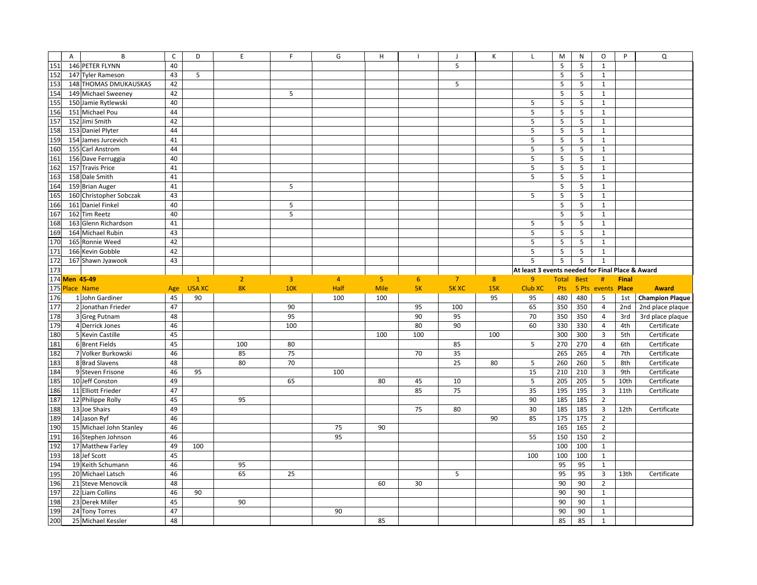| | A | B | C | D | E | F | G | H | I | J | K | L | M | N | O | P | Q |
|---|---|---|---|---|---|---|---|---|---|---|---|---|---|---|---|---|---|
| 151 | 146 | PETER FLYNN | 40 | | | | | | | 5 | | | 5 | 5 | 1 | | |
| 152 | 147 | Tyler Rameson | 43 | 5 | | | | | | | | | 5 | 5 | 1 | | |
| 153 | 148 | THOMAS DMUKAUSKAS | 42 | | | | | | | 5 | | | 5 | 5 | 1 | | |
| 154 | 149 | Michael Sweeney | 42 | | | 5 | | | | | | | 5 | 5 | 1 | | |
| 155 | 150 | Jamie Rytlewski | 40 | | | | | | | | | 5 | 5 | 5 | 1 | | |
| 156 | 151 | Michael Pou | 44 | | | | | | | | | 5 | 5 | 5 | 1 | | |
| 157 | 152 | Jimi Smith | 42 | | | | | | | | | 5 | 5 | 5 | 1 | | |
| 158 | 153 | Daniel Plyter | 44 | | | | | | | | | 5 | 5 | 5 | 1 | | |
| 159 | 154 | James Jurcevich | 41 | | | | | | | | | 5 | 5 | 5 | 1 | | |
| 160 | 155 | Carl Anstrom | 44 | | | | | | | | | 5 | 5 | 5 | 1 | | |
| 161 | 156 | Dave Ferruggia | 40 | | | | | | | | | 5 | 5 | 5 | 1 | | |
| 162 | 157 | Travis Price | 41 | | | | | | | | | 5 | 5 | 5 | 1 | | |
| 163 | 158 | Dale Smith | 41 | | | | | | | | | 5 | 5 | 5 | 1 | | |
| 164 | 159 | Brian Auger | 41 | | | 5 | | | | | | | 5 | 5 | 1 | | |
| 165 | 160 | Christopher Sobczak | 43 | | | | | | | | | 5 | 5 | 5 | 1 | | |
| 166 | 161 | Daniel Finkel | 40 | | | 5 | | | | | | | 5 | 5 | 1 | | |
| 167 | 162 | Tim Reetz | 40 | | | 5 | | | | | | | 5 | 5 | 1 | | |
| 168 | 163 | Glenn Richardson | 41 | | | | | | | | | 5 | 5 | 5 | 1 | | |
| 169 | 164 | Michael Rubin | 43 | | | | | | | | | 5 | 5 | 5 | 1 | | |
| 170 | 165 | Ronnie Weed | 42 | | | | | | | | | 5 | 5 | 5 | 1 | | |
| 171 | 166 | Kevin Gobble | 42 | | | | | | | | | 5 | 5 | 5 | 1 | | |
| 172 | 167 | Shawn Jyawook | 43 | | | | | | | | | 5 | 5 | 5 | 1 | | |
| 173 | | | | | | | | | | | | At least 3 events needed for Final Place & Award | | | | | |
| 174 | **Men 45-49** | | | 1 | 2 | 3 | 4 | 5 | 6 | 7 | 8 | 9 | **Total** | **Best** | **#** | **Final** | |
| 175 | Place | Name | Age | USA XC | 8K | 10K | Half | Mile | 5K | 5K XC | 15K | Club XC | Pts | 5 Pts | events | **Place** | **Award** |
| 176 | 1 | John Gardiner | 45 | 90 | | | 100 | 100 | | | 95 | 95 | 480 | 480 | 5 | 1st | **Champion Plaque** |
| 177 | 2 | Jonathan Frieder | 47 | | | 90 | | | 95 | 100 | | 65 | 350 | 350 | 4 | 2nd | 2nd place plaque |
| 178 | 3 | Greg Putnam | 48 | | | 95 | | | 90 | 95 | | 70 | 350 | 350 | 4 | 3rd | 3rd place plaque |
| 179 | 4 | Derrick Jones | 46 | | | 100 | | | 80 | 90 | | 60 | 330 | 330 | 4 | 4th | Certificate |
| 180 | 5 | Kevin Castille | 45 | | | | | 100 | 100 | | 100 | | 300 | 300 | 3 | 5th | Certificate |
| 181 | 6 | Brent Fields | 45 | | 100 | 80 | | | | 85 | | 5 | 270 | 270 | 4 | 6th | Certificate |
| 182 | 7 | Volker Burkowski | 46 | | 85 | 75 | | | 70 | 35 | | | 265 | 265 | 4 | 7th | Certificate |
| 183 | 8 | Brad Slavens | 48 | | 80 | 70 | | | | 25 | 80 | 5 | 260 | 260 | 5 | 8th | Certificate |
| 184 | 9 | Steven Frisone | 46 | 95 | | | 100 | | | | | 15 | 210 | 210 | 3 | 9th | Certificate |
| 185 | 10 | Jeff Conston | 49 | | | 65 | | 80 | 45 | 10 | | 5 | 205 | 205 | 5 | 10th | Certificate |
| 186 | 11 | Elliott Frieder | 47 | | | | | | 85 | 75 | | 35 | 195 | 195 | 3 | 11th | Certificate |
| 187 | 12 | Philippe Rolly | 45 | | 95 | | | | | | | 90 | 185 | 185 | 2 | | |
| 188 | 13 | Joe Shairs | 49 | | | | | | 75 | 80 | | 30 | 185 | 185 | 3 | 12th | Certificate |
| 189 | 14 | Jason Ryf | 46 | | | | | | | | 90 | 85 | 175 | 175 | 2 | | |
| 190 | 15 | Michael John Stanley | 46 | | | | 75 | 90 | | | | | 165 | 165 | 2 | | |
| 191 | 16 | Stephen Johnson | 46 | | | | 95 | | | | | 55 | 150 | 150 | 2 | | |
| 192 | 17 | Matthew Farley | 49 | 100 | | | | | | | | | 100 | 100 | 1 | | |
| 193 | 18 | Jef Scott | 45 | | | | | | | | | 100 | 100 | 100 | 1 | | |
| 194 | 19 | Keith Schumann | 46 | | 95 | | | | | | | | 95 | 95 | 1 | | |
| 195 | 20 | Michael Latsch | 46 | | 65 | 25 | | | | 5 | | | 95 | 95 | 3 | 13th | Certificate |
| 196 | 21 | Steve Menovcik | 48 | | | | | 60 | 30 | | | | 90 | 90 | 2 | | |
| 197 | 22 | Liam Collins | 46 | 90 | | | | | | | | | 90 | 90 | 1 | | |
| 198 | 23 | Derek Miller | 45 | | 90 | | | | | | | | 90 | 90 | 1 | | |
| 199 | 24 | Tony Torres | 47 | | | | 90 | | | | | | 90 | 90 | 1 | | |
| 200 | 25 | Michael Kessler | 48 | | | | | 85 | | | | | 85 | 85 | 1 | | |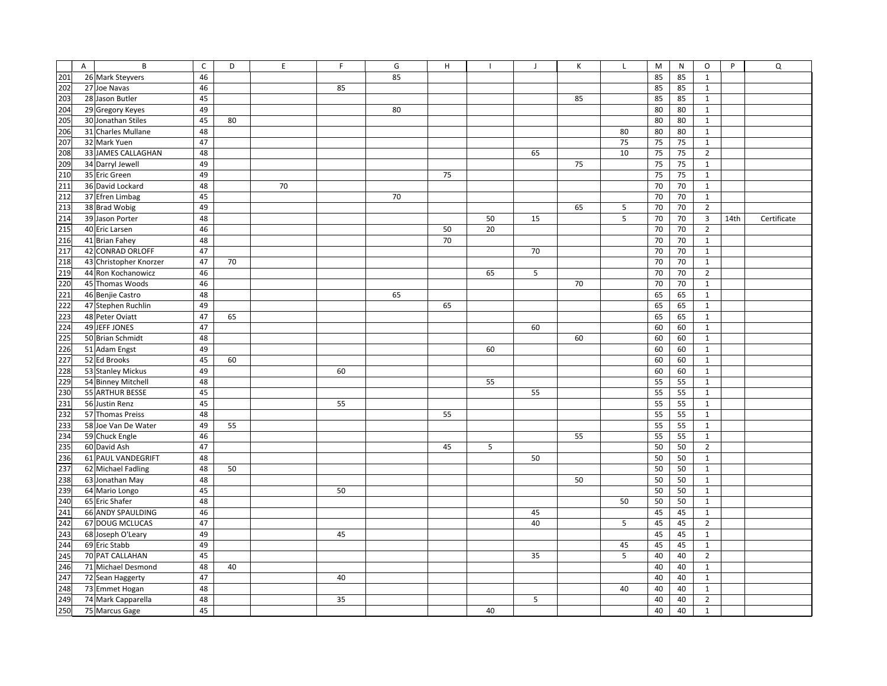| | A | B | C | D | E | F | G | H | I | J | K | L | M | N | O | P | Q |
|---|---|---|---|---|---|---|---|---|---|---|---|---|---|---|---|---|---|
| 201 | 26 | Mark Steyvers | 46 | | | | 85 | | | | | | 85 | 85 | 1 | | |
| 202 | 27 | Joe Navas | 46 | | | 85 | | | | | | | 85 | 85 | 1 | | |
| 203 | 28 | Jason Butler | 45 | | | | | | | | 85 | | 85 | 85 | 1 | | |
| 204 | 29 | Gregory Keyes | 49 | | | | 80 | | | | | | 80 | 80 | 1 | | |
| 205 | 30 | Jonathan Stiles | 45 | 80 | | | | | | | | | 80 | 80 | 1 | | |
| 206 | 31 | Charles Mullane | 48 | | | | | | | | | 80 | 80 | 80 | 1 | | |
| 207 | 32 | Mark Yuen | 47 | | | | | | | | | 75 | 75 | 75 | 1 | | |
| 208 | 33 | JAMES CALLAGHAN | 48 | | | | | | | 65 | | 10 | 75 | 75 | 2 | | |
| 209 | 34 | Darryl Jewell | 49 | | | | | | | | 75 | | 75 | 75 | 1 | | |
| 210 | 35 | Eric Green | 49 | | | | | 75 | | | | | 75 | 75 | 1 | | |
| 211 | 36 | David Lockard | 48 | | 70 | | | | | | | | 70 | 70 | 1 | | |
| 212 | 37 | Efren Limbag | 45 | | | | 70 | | | | | | 70 | 70 | 1 | | |
| 213 | 38 | Brad Wobig | 49 | | | | | | | | 65 | 5 | 70 | 70 | 2 | | |
| 214 | 39 | Jason Porter | 48 | | | | | | 50 | 15 | | 5 | 70 | 70 | 3 | 14th | Certificate |
| 215 | 40 | Eric Larsen | 46 | | | | | 50 | 20 | | | | 70 | 70 | 2 | | |
| 216 | 41 | Brian Fahey | 48 | | | | | 70 | | | | | 70 | 70 | 1 | | |
| 217 | 42 | CONRAD ORLOFF | 47 | | | | | | | 70 | | | 70 | 70 | 1 | | |
| 218 | 43 | Christopher Knorzer | 47 | 70 | | | | | | | | | 70 | 70 | 1 | | |
| 219 | 44 | Ron Kochanowicz | 46 | | | | | | 65 | 5 | | | 70 | 70 | 2 | | |
| 220 | 45 | Thomas Woods | 46 | | | | | | | | 70 | | 70 | 70 | 1 | | |
| 221 | 46 | Benjie Castro | 48 | | | | 65 | | | | | | 65 | 65 | 1 | | |
| 222 | 47 | Stephen Ruchlin | 49 | | | | | 65 | | | | | 65 | 65 | 1 | | |
| 223 | 48 | Peter Oviatt | 47 | 65 | | | | | | | | | 65 | 65 | 1 | | |
| 224 | 49 | JEFF JONES | 47 | | | | | | | 60 | | | 60 | 60 | 1 | | |
| 225 | 50 | Brian Schmidt | 48 | | | | | | | | 60 | | 60 | 60 | 1 | | |
| 226 | 51 | Adam Engst | 49 | | | | | | 60 | | | | 60 | 60 | 1 | | |
| 227 | 52 | Ed Brooks | 45 | 60 | | | | | | | | | 60 | 60 | 1 | | |
| 228 | 53 | Stanley Mickus | 49 | | | 60 | | | | | | | 60 | 60 | 1 | | |
| 229 | 54 | Binney Mitchell | 48 | | | | | | 55 | | | | 55 | 55 | 1 | | |
| 230 | 55 | ARTHUR BESSE | 45 | | | | | | | 55 | | | 55 | 55 | 1 | | |
| 231 | 56 | Justin Renz | 45 | | | 55 | | | | | | | 55 | 55 | 1 | | |
| 232 | 57 | Thomas Preiss | 48 | | | | | 55 | | | | | 55 | 55 | 1 | | |
| 233 | 58 | Joe Van De Water | 49 | 55 | | | | | | | | | 55 | 55 | 1 | | |
| 234 | 59 | Chuck Engle | 46 | | | | | | | | 55 | | 55 | 55 | 1 | | |
| 235 | 60 | David Ash | 47 | | | | | 45 | 5 | | | | 50 | 50 | 2 | | |
| 236 | 61 | PAUL VANDEGRIFT | 48 | | | | | | | 50 | | | 50 | 50 | 1 | | |
| 237 | 62 | Michael Fadling | 48 | 50 | | | | | | | | | 50 | 50 | 1 | | |
| 238 | 63 | Jonathan May | 48 | | | | | | | | 50 | | 50 | 50 | 1 | | |
| 239 | 64 | Mario Longo | 45 | | | 50 | | | | | | | 50 | 50 | 1 | | |
| 240 | 65 | Eric Shafer | 48 | | | | | | | | | 50 | 50 | 50 | 1 | | |
| 241 | 66 | ANDY SPAULDING | 46 | | | | | | | 45 | | | 45 | 45 | 1 | | |
| 242 | 67 | DOUG MCLUCAS | 47 | | | | | | | 40 | | 5 | 45 | 45 | 2 | | |
| 243 | 68 | Joseph O'Leary | 49 | | | 45 | | | | | | | 45 | 45 | 1 | | |
| 244 | 69 | Eric Stabb | 49 | | | | | | | | | 45 | 45 | 45 | 1 | | |
| 245 | 70 | PAT CALLAHAN | 45 | | | | | | | 35 | | 5 | 40 | 40 | 2 | | |
| 246 | 71 | Michael Desmond | 48 | 40 | | | | | | | | | 40 | 40 | 1 | | |
| 247 | 72 | Sean Haggerty | 47 | | | 40 | | | | | | | 40 | 40 | 1 | | |
| 248 | 73 | Emmet Hogan | 48 | | | | | | | | | 40 | 40 | 40 | 1 | | |
| 249 | 74 | Mark Capparella | 48 | | | 35 | | | | 5 | | | 40 | 40 | 2 | | |
| 250 | 75 | Marcus Gage | 45 | | | | | | 40 | | | | 40 | 40 | 1 | | |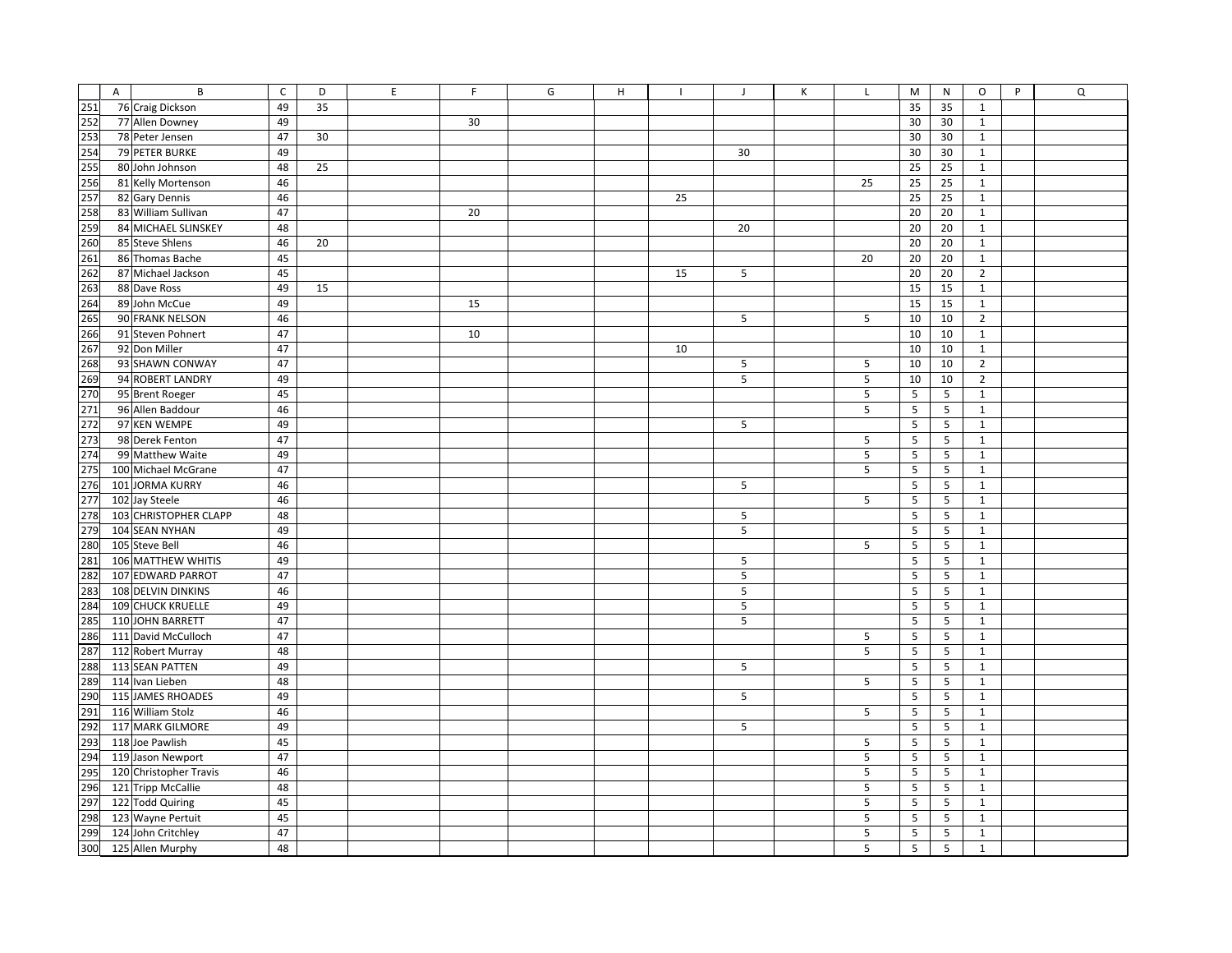| | A | B | C | D | E | F | G | H | I | J | K | L | M | N | O | P | Q |
|---|---|---|---|---|---|---|---|---|---|---|---|---|---|---|---|---|---|
| 251 | 76 | Craig Dickson | 49 | 35 | | | | | | | | | 35 | 35 | 1 | | |
| 252 | 77 | Allen Downey | 49 | | | 30 | | | | | | | 30 | 30 | 1 | | |
| 253 | 78 | Peter Jensen | 47 | 30 | | | | | | | | | 30 | 30 | 1 | | |
| 254 | 79 | PETER BURKE | 49 | | | | | | | 30 | | | 30 | 30 | 1 | | |
| 255 | 80 | John Johnson | 48 | 25 | | | | | | | | | 25 | 25 | 1 | | |
| 256 | 81 | Kelly Mortenson | 46 | | | | | | | | | 25 | 25 | 25 | 1 | | |
| 257 | 82 | Gary Dennis | 46 | | | | | | 25 | | | | 25 | 25 | 1 | | |
| 258 | 83 | William Sullivan | 47 | | | 20 | | | | | | | 20 | 20 | 1 | | |
| 259 | 84 | MICHAEL SLINSKEY | 48 | | | | | | | 20 | | | 20 | 20 | 1 | | |
| 260 | 85 | Steve Shlens | 46 | 20 | | | | | | | | | 20 | 20 | 1 | | |
| 261 | 86 | Thomas Bache | 45 | | | | | | | | | 20 | 20 | 20 | 1 | | |
| 262 | 87 | Michael Jackson | 45 | | | | | | 15 | 5 | | | 20 | 20 | 2 | | |
| 263 | 88 | Dave Ross | 49 | 15 | | | | | | | | | 15 | 15 | 1 | | |
| 264 | 89 | John McCue | 49 | | | 15 | | | | | | | 15 | 15 | 1 | | |
| 265 | 90 | FRANK NELSON | 46 | | | | | | | 5 | | 5 | 10 | 10 | 2 | | |
| 266 | 91 | Steven Pohnert | 47 | | | 10 | | | | | | | 10 | 10 | 1 | | |
| 267 | 92 | Don Miller | 47 | | | | | | 10 | | | | 10 | 10 | 1 | | |
| 268 | 93 | SHAWN CONWAY | 47 | | | | | | | 5 | | 5 | 10 | 10 | 2 | | |
| 269 | 94 | ROBERT LANDRY | 49 | | | | | | | 5 | | 5 | 10 | 10 | 2 | | |
| 270 | 95 | Brent Roeger | 45 | | | | | | | | | 5 | 5 | 5 | 1 | | |
| 271 | 96 | Allen Baddour | 46 | | | | | | | | | 5 | 5 | 5 | 1 | | |
| 272 | 97 | KEN WEMPE | 49 | | | | | | | 5 | | | 5 | 5 | 1 | | |
| 273 | 98 | Derek Fenton | 47 | | | | | | | | | 5 | 5 | 5 | 1 | | |
| 274 | 99 | Matthew Waite | 49 | | | | | | | | | 5 | 5 | 5 | 1 | | |
| 275 | 100 | Michael McGrane | 47 | | | | | | | | | 5 | 5 | 5 | 1 | | |
| 276 | 101 | JORMA KURRY | 46 | | | | | | | 5 | | | 5 | 5 | 1 | | |
| 277 | 102 | Jay Steele | 46 | | | | | | | | | 5 | 5 | 5 | 1 | | |
| 278 | 103 | CHRISTOPHER CLAPP | 48 | | | | | | | 5 | | | 5 | 5 | 1 | | |
| 279 | 104 | SEAN NYHAN | 49 | | | | | | | 5 | | | 5 | 5 | 1 | | |
| 280 | 105 | Steve Bell | 46 | | | | | | | | | 5 | 5 | 5 | 1 | | |
| 281 | 106 | MATTHEW WHITIS | 49 | | | | | | | 5 | | | 5 | 5 | 1 | | |
| 282 | 107 | EDWARD PARROT | 47 | | | | | | | 5 | | | 5 | 5 | 1 | | |
| 283 | 108 | DELVIN DINKINS | 46 | | | | | | | 5 | | | 5 | 5 | 1 | | |
| 284 | 109 | CHUCK KRUELLE | 49 | | | | | | | 5 | | | 5 | 5 | 1 | | |
| 285 | 110 | JOHN BARRETT | 47 | | | | | | | 5 | | | 5 | 5 | 1 | | |
| 286 | 111 | David McCulloch | 47 | | | | | | | | | 5 | 5 | 5 | 1 | | |
| 287 | 112 | Robert Murray | 48 | | | | | | | | | 5 | 5 | 5 | 1 | | |
| 288 | 113 | SEAN PATTEN | 49 | | | | | | | 5 | | | 5 | 5 | 1 | | |
| 289 | 114 | Ivan Lieben | 48 | | | | | | | | | 5 | 5 | 5 | 1 | | |
| 290 | 115 | JAMES RHOADES | 49 | | | | | | | 5 | | | 5 | 5 | 1 | | |
| 291 | 116 | William Stolz | 46 | | | | | | | | | 5 | 5 | 5 | 1 | | |
| 292 | 117 | MARK GILMORE | 49 | | | | | | | 5 | | | 5 | 5 | 1 | | |
| 293 | 118 | Joe Pawlish | 45 | | | | | | | | | 5 | 5 | 5 | 1 | | |
| 294 | 119 | Jason Newport | 47 | | | | | | | | | 5 | 5 | 5 | 1 | | |
| 295 | 120 | Christopher Travis | 46 | | | | | | | | | 5 | 5 | 5 | 1 | | |
| 296 | 121 | Tripp McCallie | 48 | | | | | | | | | 5 | 5 | 5 | 1 | | |
| 297 | 122 | Todd Quiring | 45 | | | | | | | | | 5 | 5 | 5 | 1 | | |
| 298 | 123 | Wayne Pertuit | 45 | | | | | | | | | 5 | 5 | 5 | 1 | | |
| 299 | 124 | John Critchley | 47 | | | | | | | | | 5 | 5 | 5 | 1 | | |
| 300 | 125 | Allen Murphy | 48 | | | | | | | | | 5 | 5 | 5 | 1 | | |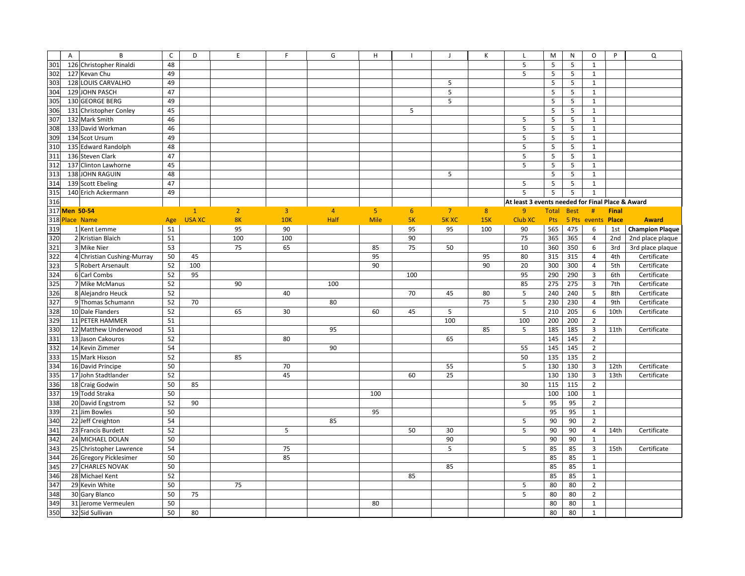| | A | B | C | D | E | F | G | H | I | J | K | L | M | N | O | P | Q |
|---|---|---|---|---|---|---|---|---|---|---|---|---|---|---|---|---|---|
| 301 | 126 | Christopher Rinaldi | 48 | | | | | | | | | 5 | 5 | 5 | 1 | | |
| 302 | 127 | Kevan Chu | 49 | | | | | | | | | 5 | 5 | 5 | 1 | | |
| 303 | 128 | LOUIS CARVALHO | 49 | | | | | | | 5 | | | 5 | 5 | 1 | | |
| 304 | 129 | JOHN PASCH | 47 | | | | | | | 5 | | | 5 | 5 | 1 | | |
| 305 | 130 | GEORGE BERG | 49 | | | | | | | 5 | | | 5 | 5 | 1 | | |
| 306 | 131 | Christopher Conley | 45 | | | | | | 5 | | | | 5 | 5 | 1 | | |
| 307 | 132 | Mark Smith | 46 | | | | | | | | | 5 | 5 | 5 | 1 | | |
| 308 | 133 | David Workman | 46 | | | | | | | | | 5 | 5 | 5 | 1 | | |
| 309 | 134 | Scot Ursum | 49 | | | | | | | | | 5 | 5 | 5 | 1 | | |
| 310 | 135 | Edward Randolph | 48 | | | | | | | | | 5 | 5 | 5 | 1 | | |
| 311 | 136 | Steven Clark | 47 | | | | | | | | | 5 | 5 | 5 | 1 | | |
| 312 | 137 | Clinton Lawhorne | 45 | | | | | | | | | 5 | 5 | 5 | 1 | | |
| 313 | 138 | JOHN RAGUIN | 48 | | | | | | | 5 | | | 5 | 5 | 1 | | |
| 314 | 139 | Scott Ebeling | 47 | | | | | | | | | 5 | 5 | 5 | 1 | | |
| 315 | 140 | Erich Ackermann | 49 | | | | | | | | | 5 | 5 | 5 | 1 | | |
| 316 | | | | | | | | | | | | At least 3 events needed for Final Place & Award | | | | | |
| 317 | **Men 50-54** | | | 1 | 2 | 3 | 4 | 5 | 6 | 7 | 8 | 9 | **Total** | **Best** | **#** | **Final** | |
| 318 | **Place** | **Name** | **Age** | **USA XC** | **8K** | **10K** | **Half** | **Mile** | **5K** | **5K XC** | **15K** | **Club XC** | **Pts** | **5 Pts** | **events** | **Place** | **Award** |
| 319 | 1 | Kent Lemme | 51 | | 95 | 90 | | | 95 | 95 | 100 | 90 | 565 | 475 | 6 | 1st | **Champion Plaque** |
| 320 | 2 | Kristian Blaich | 51 | | 100 | 100 | | | 90 | | | 75 | 365 | 365 | 4 | 2nd | 2nd place plaque |
| 321 | 3 | Mike Nier | 53 | | 75 | 65 | | 85 | 75 | 50 | | 10 | 360 | 350 | 6 | 3rd | 3rd place plaque |
| 322 | 4 | Christian Cushing-Murray | 50 | 45 | | | | 95 | | | 95 | 80 | 315 | 315 | 4 | 4th | Certificate |
| 323 | 5 | Robert Arsenault | 52 | 100 | | | | 90 | | | 90 | 20 | 300 | 300 | 4 | 5th | Certificate |
| 324 | 6 | Carl Combs | 52 | 95 | | | | | 100 | | | 95 | 290 | 290 | 3 | 6th | Certificate |
| 325 | 7 | Mike McManus | 52 | | 90 | | 100 | | | | | 85 | 275 | 275 | 3 | 7th | Certificate |
| 326 | 8 | Alejandro Heuck | 52 | | | 40 | | | 70 | 45 | 80 | 5 | 240 | 240 | 5 | 8th | Certificate |
| 327 | 9 | Thomas Schumann | 52 | 70 | | | 80 | | | | 75 | 5 | 230 | 230 | 4 | 9th | Certificate |
| 328 | 10 | Dale Flanders | 52 | | 65 | 30 | | 60 | 45 | 5 | | 5 | 210 | 205 | 6 | 10th | Certificate |
| 329 | 11 | PETER HAMMER | 51 | | | | | | | 100 | | 100 | 200 | 200 | 2 | | |
| 330 | 12 | Matthew Underwood | 51 | | | | 95 | | | | 85 | 5 | 185 | 185 | 3 | 11th | Certificate |
| 331 | 13 | Jason Cakouros | 52 | | | 80 | | | | 65 | | | 145 | 145 | 2 | | |
| 332 | 14 | Kevin Zimmer | 54 | | | | 90 | | | | | 55 | 145 | 145 | 2 | | |
| 333 | 15 | Mark Hixson | 52 | | 85 | | | | | | | 50 | 135 | 135 | 2 | | |
| 334 | 16 | David Principe | 50 | | | 70 | | | | 55 | | 5 | 130 | 130 | 3 | 12th | Certificate |
| 335 | 17 | John Stadtlander | 52 | | | 45 | | | 60 | 25 | | | 130 | 130 | 3 | 13th | Certificate |
| 336 | 18 | Craig Godwin | 50 | 85 | | | | | | | | 30 | 115 | 115 | 2 | | |
| 337 | 19 | Todd Straka | 50 | | | | | 100 | | | | | 100 | 100 | 1 | | |
| 338 | 20 | David Engstrom | 52 | 90 | | | | | | | | 5 | 95 | 95 | 2 | | |
| 339 | 21 | Jim Bowles | 50 | | | | | 95 | | | | | 95 | 95 | 1 | | |
| 340 | 22 | Jeff Creighton | 54 | | | | 85 | | | | | 5 | 90 | 90 | 2 | | |
| 341 | 23 | Francis Burdett | 52 | | | 5 | | | 50 | 30 | | 5 | 90 | 90 | 4 | 14th | Certificate |
| 342 | 24 | MICHAEL DOLAN | 50 | | | | | | | 90 | | | 90 | 90 | 1 | | |
| 343 | 25 | Christopher Lawrence | 54 | | | 75 | | | | 5 | | 5 | 85 | 85 | 3 | 15th | Certificate |
| 344 | 26 | Gregory Picklesimer | 50 | | | 85 | | | | | | | 85 | 85 | 1 | | |
| 345 | 27 | CHARLES NOVAK | 50 | | | | | | | 85 | | | 85 | 85 | 1 | | |
| 346 | 28 | Michael Kent | 52 | | | | | | 85 | | | | 85 | 85 | 1 | | |
| 347 | 29 | Kevin White | 50 | | 75 | | | | | | | 5 | 80 | 80 | 2 | | |
| 348 | 30 | Gary Blanco | 50 | 75 | | | | | | | | 5 | 80 | 80 | 2 | | |
| 349 | 31 | Jerome Vermeulen | 50 | | | | | 80 | | | | | 80 | 80 | 1 | | |
| 350 | 32 | Sid Sullivan | 50 | 80 | | | | | | | | | 80 | 80 | 1 | | |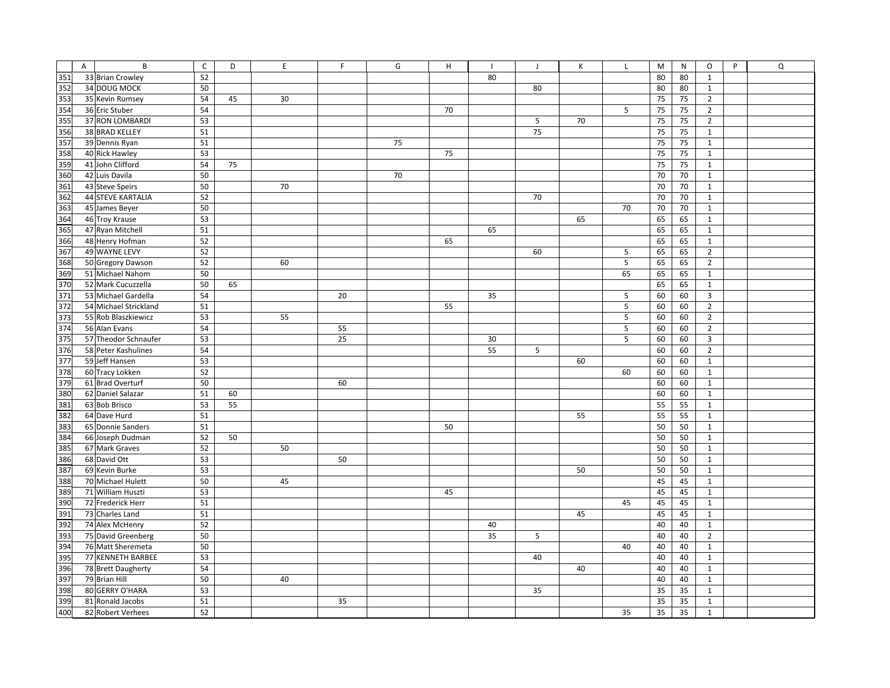| | A | B | C | D | E | F | G | H | I | J | K | L | M | N | O | P | Q |
|---|---|---|---|---|---|---|---|---|---|---|---|---|---|---|---|---|---|
| 351 | 33 | Brian Crowley | 52 | | | | | | 80 | | | | 80 | 80 | 1 | | |
| 352 | 34 | DOUG MOCK | 50 | | | | | | | 80 | | | 80 | 80 | 1 | | |
| 353 | 35 | Kevin Rumsey | 54 | 45 | 30 | | | | | | | | 75 | 75 | 2 | | |
| 354 | 36 | Eric Stuber | 54 | | | | | 70 | | | | 5 | 75 | 75 | 2 | | |
| 355 | 37 | RON LOMBARDI | 53 | | | | | | | 5 | 70 | | 75 | 75 | 2 | | |
| 356 | 38 | BRAD KELLEY | 51 | | | | | | | 75 | | | 75 | 75 | 1 | | |
| 357 | 39 | Dennis Ryan | 51 | | | | 75 | | | | | | 75 | 75 | 1 | | |
| 358 | 40 | Rick Hawley | 53 | | | | | 75 | | | | | 75 | 75 | 1 | | |
| 359 | 41 | John Clifford | 54 | 75 | | | | | | | | | 75 | 75 | 1 | | |
| 360 | 42 | Luis Davila | 50 | | | | 70 | | | | | | 70 | 70 | 1 | | |
| 361 | 43 | Steve Speirs | 50 | | 70 | | | | | | | | 70 | 70 | 1 | | |
| 362 | 44 | STEVE KARTALIA | 52 | | | | | | | 70 | | | 70 | 70 | 1 | | |
| 363 | 45 | James Beyer | 50 | | | | | | | | | 70 | 70 | 70 | 1 | | |
| 364 | 46 | Troy Krause | 53 | | | | | | | | 65 | | 65 | 65 | 1 | | |
| 365 | 47 | Ryan Mitchell | 51 | | | | | | 65 | | | | 65 | 65 | 1 | | |
| 366 | 48 | Henry Hofman | 52 | | | | | 65 | | | | | 65 | 65 | 1 | | |
| 367 | 49 | WAYNE LEVY | 52 | | | | | | | 60 | | 5 | 65 | 65 | 2 | | |
| 368 | 50 | Gregory Dawson | 52 | | 60 | | | | | | | 5 | 65 | 65 | 2 | | |
| 369 | 51 | Michael Nahom | 50 | | | | | | | | | 65 | 65 | 65 | 1 | | |
| 370 | 52 | Mark Cucuzzella | 50 | 65 | | | | | | | | | 65 | 65 | 1 | | |
| 371 | 53 | Michael Gardella | 54 | | | 20 | | | 35 | | | 5 | 60 | 60 | 3 | | |
| 372 | 54 | Michael Strickland | 51 | | | | | 55 | | | | 5 | 60 | 60 | 2 | | |
| 373 | 55 | Rob Blaszkiewicz | 53 | | 55 | | | | | | | 5 | 60 | 60 | 2 | | |
| 374 | 56 | Alan Evans | 54 | | | 55 | | | | | | 5 | 60 | 60 | 2 | | |
| 375 | 57 | Theodor Schnaufer | 53 | | | 25 | | | 30 | | | 5 | 60 | 60 | 3 | | |
| 376 | 58 | Peter Kashulines | 54 | | | | | | 55 | 5 | | | 60 | 60 | 2 | | |
| 377 | 59 | Jeff Hansen | 53 | | | | | | | | 60 | | 60 | 60 | 1 | | |
| 378 | 60 | Tracy Lokken | 52 | | | | | | | | | 60 | 60 | 60 | 1 | | |
| 379 | 61 | Brad Overturf | 50 | | | 60 | | | | | | | 60 | 60 | 1 | | |
| 380 | 62 | Daniel Salazar | 51 | 60 | | | | | | | | | 60 | 60 | 1 | | |
| 381 | 63 | Bob Brisco | 53 | 55 | | | | | | | | | 55 | 55 | 1 | | |
| 382 | 64 | Dave Hurd | 51 | | | | | | | | 55 | | 55 | 55 | 1 | | |
| 383 | 65 | Donnie Sanders | 51 | | | | | 50 | | | | | 50 | 50 | 1 | | |
| 384 | 66 | Joseph Dudman | 52 | 50 | | | | | | | | | 50 | 50 | 1 | | |
| 385 | 67 | Mark Graves | 52 | | 50 | | | | | | | | 50 | 50 | 1 | | |
| 386 | 68 | David Ott | 53 | | | 50 | | | | | | | 50 | 50 | 1 | | |
| 387 | 69 | Kevin Burke | 53 | | | | | | | | 50 | | 50 | 50 | 1 | | |
| 388 | 70 | Michael Hulett | 50 | | 45 | | | | | | | | 45 | 45 | 1 | | |
| 389 | 71 | William Huszti | 53 | | | | | 45 | | | | | 45 | 45 | 1 | | |
| 390 | 72 | Frederick Herr | 51 | | | | | | | | | 45 | 45 | 45 | 1 | | |
| 391 | 73 | Charles Land | 51 | | | | | | | | 45 | | 45 | 45 | 1 | | |
| 392 | 74 | Alex McHenry | 52 | | | | | | 40 | | | | 40 | 40 | 1 | | |
| 393 | 75 | David Greenberg | 50 | | | | | | 35 | 5 | | | 40 | 40 | 2 | | |
| 394 | 76 | Matt Sheremeta | 50 | | | | | | | | | 40 | 40 | 40 | 1 | | |
| 395 | 77 | KENNETH BARBEE | 53 | | | | | | | 40 | | | 40 | 40 | 1 | | |
| 396 | 78 | Brett Daugherty | 54 | | | | | | | | 40 | | 40 | 40 | 1 | | |
| 397 | 79 | Brian Hill | 50 | | 40 | | | | | | | | 40 | 40 | 1 | | |
| 398 | 80 | GERRY O'HARA | 53 | | | | | | | 35 | | | 35 | 35 | 1 | | |
| 399 | 81 | Ronald Jacobs | 51 | | | 35 | | | | | | | 35 | 35 | 1 | | |
| 400 | 82 | Robert Verhees | 52 | | | | | | | | | 35 | 35 | 35 | 1 | | |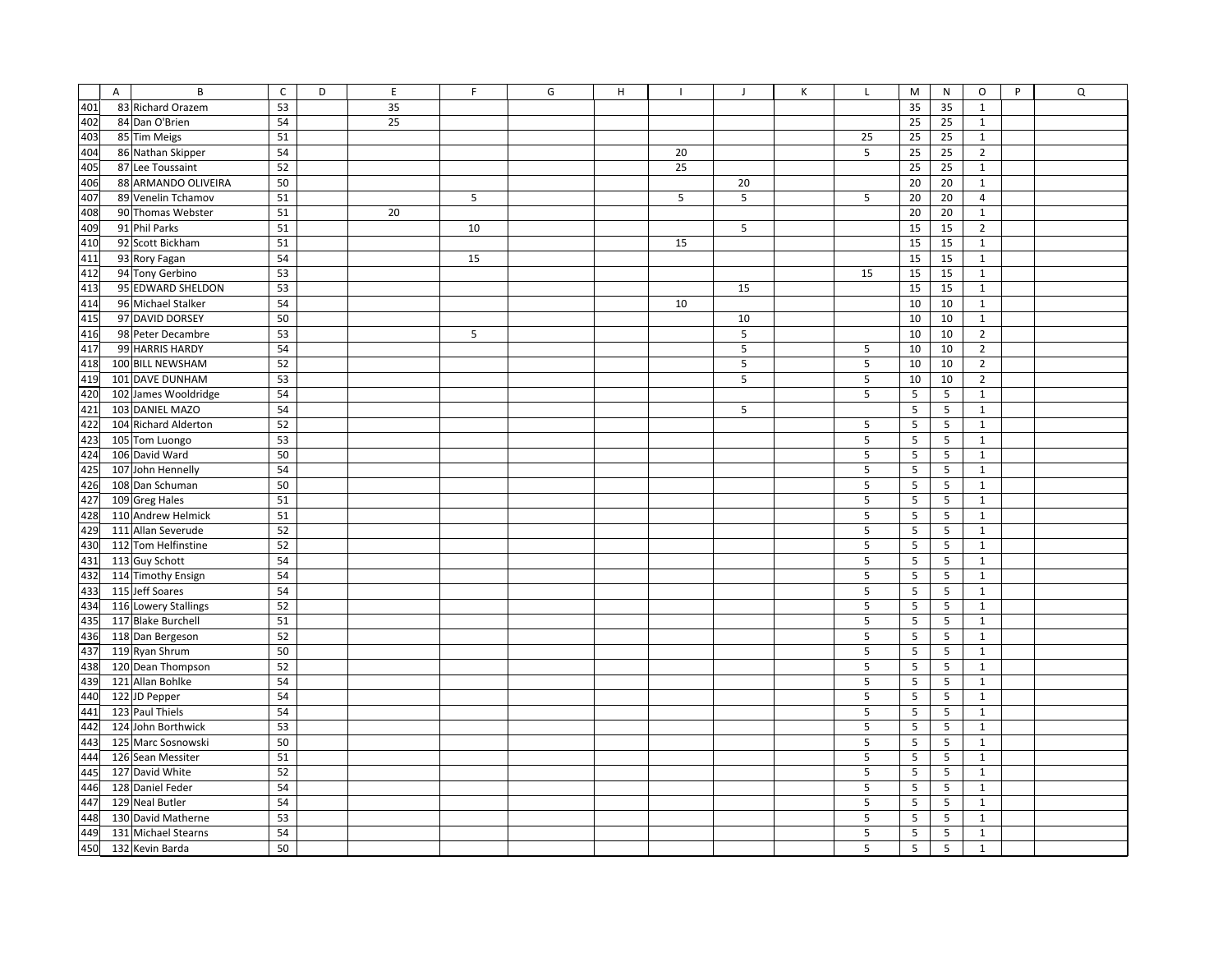| | A | B | C | D | E | F | G | H | I | J | K | L | M | N | O | P | Q |
|---|---|---|---|---|---|---|---|---|---|---|---|---|---|---|---|---|---|
| 401 | 83 | Richard Orazem | 53 | | 35 | | | | | | | | 35 | 35 | 1 | | |
| 402 | 84 | Dan O'Brien | 54 | | 25 | | | | | | | | 25 | 25 | 1 | | |
| 403 | 85 | Tim Meigs | 51 | | | | | | | | | 25 | 25 | 25 | 1 | | |
| 404 | 86 | Nathan Skipper | 54 | | | | | | 20 | | | 5 | 25 | 25 | 2 | | |
| 405 | 87 | Lee Toussaint | 52 | | | | | | 25 | | | | 25 | 25 | 1 | | |
| 406 | 88 | ARMANDO OLIVEIRA | 50 | | | | | | | 20 | | | 20 | 20 | 1 | | |
| 407 | 89 | Venelin Tchamov | 51 | | | 5 | | | 5 | 5 | | 5 | 20 | 20 | 4 | | |
| 408 | 90 | Thomas Webster | 51 | | 20 | | | | | | | | 20 | 20 | 1 | | |
| 409 | 91 | Phil Parks | 51 | | | 10 | | | | 5 | | | 15 | 15 | 2 | | |
| 410 | 92 | Scott Bickham | 51 | | | | | | 15 | | | | 15 | 15 | 1 | | |
| 411 | 93 | Rory Fagan | 54 | | | 15 | | | | | | | 15 | 15 | 1 | | |
| 412 | 94 | Tony Gerbino | 53 | | | | | | | | | 15 | 15 | 15 | 1 | | |
| 413 | 95 | EDWARD SHELDON | 53 | | | | | | | 15 | | | 15 | 15 | 1 | | |
| 414 | 96 | Michael Stalker | 54 | | | | | | 10 | | | | 10 | 10 | 1 | | |
| 415 | 97 | DAVID DORSEY | 50 | | | | | | | 10 | | | 10 | 10 | 1 | | |
| 416 | 98 | Peter Decambre | 53 | | | 5 | | | | 5 | | | 10 | 10 | 2 | | |
| 417 | 99 | HARRIS HARDY | 54 | | | | | | | 5 | | 5 | 10 | 10 | 2 | | |
| 418 | 100 | BILL NEWSHAM | 52 | | | | | | | 5 | | 5 | 10 | 10 | 2 | | |
| 419 | 101 | DAVE DUNHAM | 53 | | | | | | | 5 | | 5 | 10 | 10 | 2 | | |
| 420 | 102 | James Wooldridge | 54 | | | | | | | | | 5 | 5 | 5 | 1 | | |
| 421 | 103 | DANIEL MAZO | 54 | | | | | | | 5 | | | 5 | 5 | 1 | | |
| 422 | 104 | Richard Alderton | 52 | | | | | | | | | 5 | 5 | 5 | 1 | | |
| 423 | 105 | Tom Luongo | 53 | | | | | | | | | 5 | 5 | 5 | 1 | | |
| 424 | 106 | David Ward | 50 | | | | | | | | | 5 | 5 | 5 | 1 | | |
| 425 | 107 | John Hennelly | 54 | | | | | | | | | 5 | 5 | 5 | 1 | | |
| 426 | 108 | Dan Schuman | 50 | | | | | | | | | 5 | 5 | 5 | 1 | | |
| 427 | 109 | Greg Hales | 51 | | | | | | | | | 5 | 5 | 5 | 1 | | |
| 428 | 110 | Andrew Helmick | 51 | | | | | | | | | 5 | 5 | 5 | 1 | | |
| 429 | 111 | Allan Severude | 52 | | | | | | | | | 5 | 5 | 5 | 1 | | |
| 430 | 112 | Tom Helfinstine | 52 | | | | | | | | | 5 | 5 | 5 | 1 | | |
| 431 | 113 | Guy Schott | 54 | | | | | | | | | 5 | 5 | 5 | 1 | | |
| 432 | 114 | Timothy Ensign | 54 | | | | | | | | | 5 | 5 | 5 | 1 | | |
| 433 | 115 | Jeff Soares | 54 | | | | | | | | | 5 | 5 | 5 | 1 | | |
| 434 | 116 | Lowery Stallings | 52 | | | | | | | | | 5 | 5 | 5 | 1 | | |
| 435 | 117 | Blake Burchell | 51 | | | | | | | | | 5 | 5 | 5 | 1 | | |
| 436 | 118 | Dan Bergeson | 52 | | | | | | | | | 5 | 5 | 5 | 1 | | |
| 437 | 119 | Ryan Shrum | 50 | | | | | | | | | 5 | 5 | 5 | 1 | | |
| 438 | 120 | Dean Thompson | 52 | | | | | | | | | 5 | 5 | 5 | 1 | | |
| 439 | 121 | Allan Bohlke | 54 | | | | | | | | | 5 | 5 | 5 | 1 | | |
| 440 | 122 | JD Pepper | 54 | | | | | | | | | 5 | 5 | 5 | 1 | | |
| 441 | 123 | Paul Thiels | 54 | | | | | | | | | 5 | 5 | 5 | 1 | | |
| 442 | 124 | John Borthwick | 53 | | | | | | | | | 5 | 5 | 5 | 1 | | |
| 443 | 125 | Marc Sosnowski | 50 | | | | | | | | | 5 | 5 | 5 | 1 | | |
| 444 | 126 | Sean Messiter | 51 | | | | | | | | | 5 | 5 | 5 | 1 | | |
| 445 | 127 | David White | 52 | | | | | | | | | 5 | 5 | 5 | 1 | | |
| 446 | 128 | Daniel Feder | 54 | | | | | | | | | 5 | 5 | 5 | 1 | | |
| 447 | 129 | Neal Butler | 54 | | | | | | | | | 5 | 5 | 5 | 1 | | |
| 448 | 130 | David Matherne | 53 | | | | | | | | | 5 | 5 | 5 | 1 | | |
| 449 | 131 | Michael Stearns | 54 | | | | | | | | | 5 | 5 | 5 | 1 | | |
| 450 | 132 | Kevin Barda | 50 | | | | | | | | | 5 | 5 | 5 | 1 | | |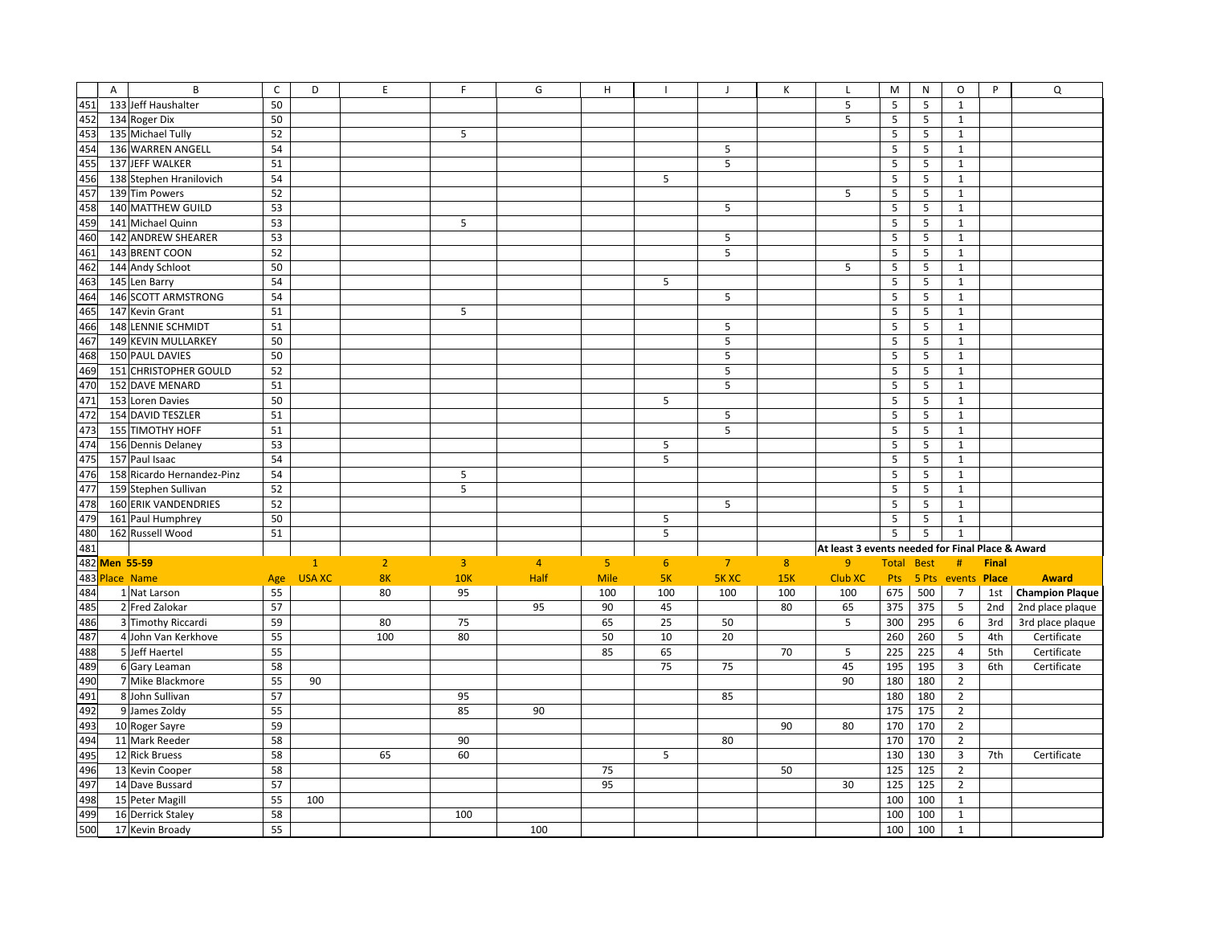| A | B | C | D | E | F | G | H | I | J | K | L | M | N | O | P | Q |
|---|---|---|---|---|---|---|---|---|---|---|---|---|---|---|---|---|
| 133 | Jeff Haushalter | 50 | | | | | | | | | 5 | 5 | 5 | 1 | | |
| 134 | Roger Dix | 50 | | | | | | | | | 5 | 5 | 5 | 1 | | |
| 135 | Michael Tully | 52 | | | 5 | | | | | | | 5 | 5 | 1 | | |
| 136 | WARREN ANGELL | 54 | | | | | | | 5 | | | 5 | 5 | 1 | | |
| 137 | JEFF WALKER | 51 | | | | | | | 5 | | | 5 | 5 | 1 | | |
| 138 | Stephen Hranilovich | 54 | | | | | | 5 | | | | 5 | 5 | 1 | | |
| 139 | Tim Powers | 52 | | | | | | | | | 5 | 5 | 5 | 1 | | |
| 140 | MATTHEW GUILD | 53 | | | | | | | 5 | | | 5 | 5 | 1 | | |
| 141 | Michael Quinn | 53 | | | 5 | | | | | | | 5 | 5 | 1 | | |
| 142 | ANDREW SHEARER | 53 | | | | | | | 5 | | | 5 | 5 | 1 | | |
| 143 | BRENT COON | 52 | | | | | | | 5 | | | 5 | 5 | 1 | | |
| 144 | Andy Schloot | 50 | | | | | | | | | 5 | 5 | 5 | 1 | | |
| 145 | Len Barry | 54 | | | | | | 5 | | | | 5 | 5 | 1 | | |
| 146 | SCOTT ARMSTRONG | 54 | | | | | | | 5 | | | 5 | 5 | 1 | | |
| 147 | Kevin Grant | 51 | | | 5 | | | | | | | 5 | 5 | 1 | | |
| 148 | LENNIE SCHMIDT | 51 | | | | | | | 5 | | | 5 | 5 | 1 | | |
| 149 | KEVIN MULLARKEY | 50 | | | | | | | 5 | | | 5 | 5 | 1 | | |
| 150 | PAUL DAVIES | 50 | | | | | | | 5 | | | 5 | 5 | 1 | | |
| 151 | CHRISTOPHER GOULD | 52 | | | | | | | 5 | | | 5 | 5 | 1 | | |
| 152 | DAVE MENARD | 51 | | | | | | | 5 | | | 5 | 5 | 1 | | |
| 153 | Loren Davies | 50 | | | | | | 5 | | | | 5 | 5 | 1 | | |
| 154 | DAVID TESZLER | 51 | | | | | | | 5 | | | 5 | 5 | 1 | | |
| 155 | TIMOTHY HOFF | 51 | | | | | | | 5 | | | 5 | 5 | 1 | | |
| 156 | Dennis Delaney | 53 | | | | | | 5 | | | | 5 | 5 | 1 | | |
| 157 | Paul Isaac | 54 | | | | | | 5 | | | | 5 | 5 | 1 | | |
| 158 | Ricardo Hernandez-Pinz | 54 | | | 5 | | | | | | | 5 | 5 | 1 | | |
| 159 | Stephen Sullivan | 52 | | | 5 | | | | | | | 5 | 5 | 1 | | |
| 160 | ERIK VANDENDRIES | 52 | | | | | | | 5 | | | 5 | 5 | 1 | | |
| 161 | Paul Humphrey | 50 | | | | | | 5 | | | | 5 | 5 | 1 | | |
| 162 | Russell Wood | 51 | | | | | | 5 | | | | 5 | 5 | 1 | | |
| | | | | | | | | | | | At least 3 events needed for Final Place & Award | | | | | |
| **Men 55-59** | | | 1 | 2 | 3 | 4 | 5 | 6 | 7 | 8 | 9 | Total | Best | # | Final | |
| Place | Name | Age | USA XC | 8K | 10K | Half | Mile | 5K | 5K XC | 15K | Club XC | Pts | 5 Pts | events | Place | Award |
| 1 | Nat Larson | 55 | | 80 | 95 | | 100 | 100 | 100 | 100 | 100 | 675 | 500 | 7 | 1st | **Champion Plaque** |
| 2 | Fred Zalokar | 57 | | | | 95 | 90 | 45 | | 80 | 65 | 375 | 375 | 5 | 2nd | 2nd place plaque |
| 3 | Timothy Riccardi | 59 | | 80 | 75 | | 65 | 25 | 50 | | 5 | 300 | 295 | 6 | 3rd | 3rd place plaque |
| 4 | John Van Kerkhove | 55 | | 100 | 80 | | 50 | 10 | 20 | | | 260 | 260 | 5 | 4th | Certificate |
| 5 | Jeff Haertel | 55 | | | | | 85 | 65 | | 70 | 5 | 225 | 225 | 4 | 5th | Certificate |
| 6 | Gary Leaman | 58 | | | | | | 75 | 75 | | 45 | 195 | 195 | 3 | 6th | Certificate |
| 7 | Mike Blackmore | 55 | 90 | | | | | | | | 90 | 180 | 180 | 2 | | |
| 8 | John Sullivan | 57 | | | 95 | | | | 85 | | | 180 | 180 | 2 | | |
| 9 | James Zoldy | 55 | | | 85 | 90 | | | | | | 175 | 175 | 2 | | |
| 10 | Roger Sayre | 59 | | | | | | | | 90 | 80 | 170 | 170 | 2 | | |
| 11 | Mark Reeder | 58 | | | 90 | | | | 80 | | | 170 | 170 | 2 | | |
| 12 | Rick Bruess | 58 | | 65 | 60 | | | 5 | | | | 130 | 130 | 3 | 7th | Certificate |
| 13 | Kevin Cooper | 58 | | | | | 75 | | | 50 | | 125 | 125 | 2 | | |
| 14 | Dave Bussard | 57 | | | | | 95 | | | | 30 | 125 | 125 | 2 | | |
| 15 | Peter Magill | 55 | 100 | | | | | | | | | 100 | 100 | 1 | | |
| 16 | Derrick Staley | 58 | | | 100 | | | | | | | 100 | 100 | 1 | | |
| 17 | Kevin Broady | 55 | | | | 100 | | | | | | 100 | 100 | 1 | | |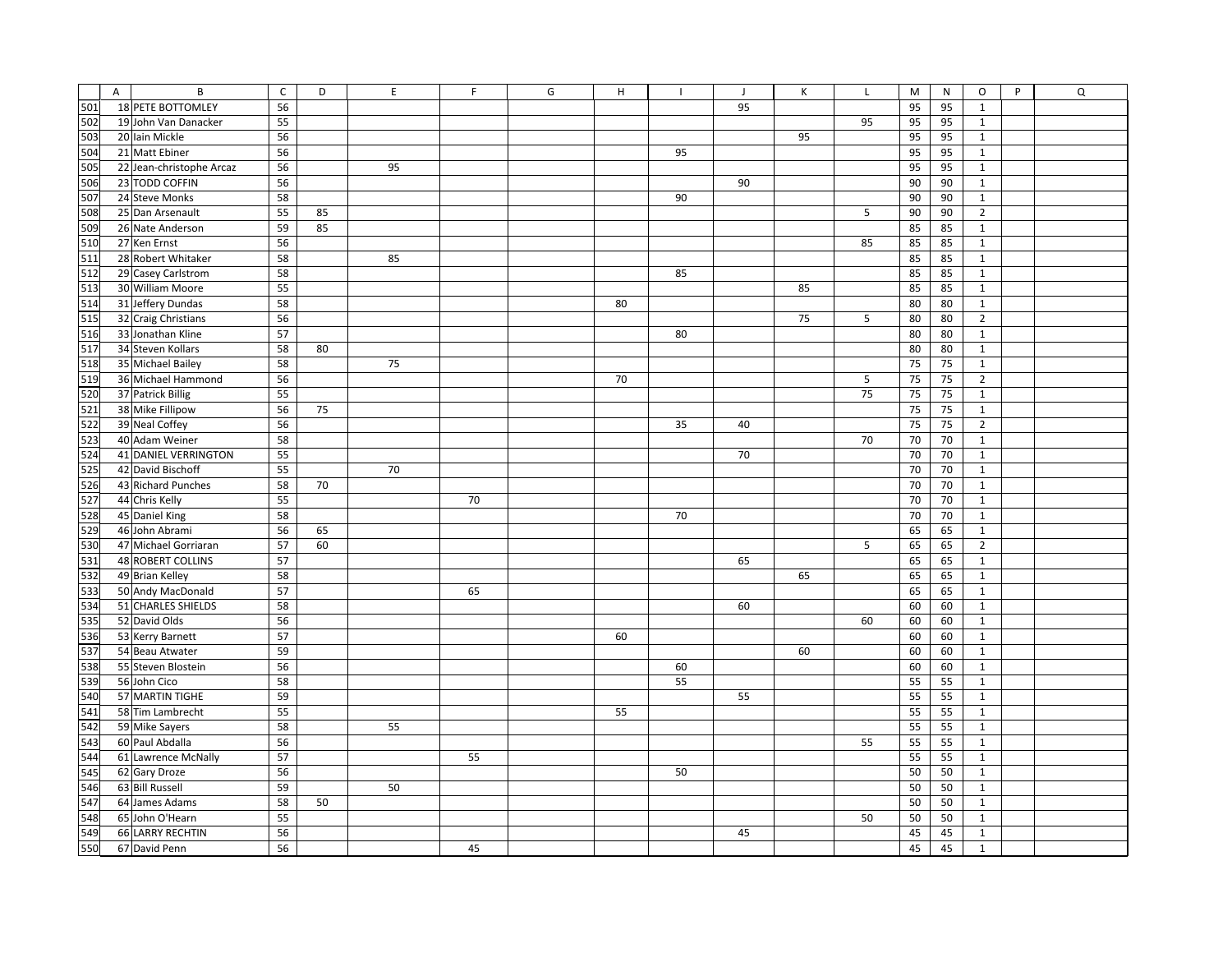| | A | B | C | D | E | F | G | H | I | J | K | L | M | N | O | P | Q |
|---|---|---|---|---|---|---|---|---|---|---|---|---|---|---|---|---|---|
| 501 | 18 | PETE BOTTOMLEY | 56 | | | | | | | 95 | | | 95 | 95 | 1 | | |
| 502 | 19 | John Van Danacker | 55 | | | | | | | | | 95 | 95 | 95 | 1 | | |
| 503 | 20 | Iain Mickle | 56 | | | | | | | | 95 | | 95 | 95 | 1 | | |
| 504 | 21 | Matt Ebiner | 56 | | | | | | 95 | | | | 95 | 95 | 1 | | |
| 505 | 22 | Jean-christophe Arcaz | 56 | | 95 | | | | | | | | 95 | 95 | 1 | | |
| 506 | 23 | TODD COFFIN | 56 | | | | | | | 90 | | | 90 | 90 | 1 | | |
| 507 | 24 | Steve Monks | 58 | | | | | | 90 | | | | 90 | 90 | 1 | | |
| 508 | 25 | Dan Arsenault | 55 | 85 | | | | | | | | 5 | 90 | 90 | 2 | | |
| 509 | 26 | Nate Anderson | 59 | 85 | | | | | | | | | 85 | 85 | 1 | | |
| 510 | 27 | Ken Ernst | 56 | | | | | | | | | 85 | 85 | 85 | 1 | | |
| 511 | 28 | Robert Whitaker | 58 | | 85 | | | | | | | | 85 | 85 | 1 | | |
| 512 | 29 | Casey Carlstrom | 58 | | | | | | 85 | | | | 85 | 85 | 1 | | |
| 513 | 30 | William Moore | 55 | | | | | | | | 85 | | 85 | 85 | 1 | | |
| 514 | 31 | Jeffery Dundas | 58 | | | | | 80 | | | | | 80 | 80 | 1 | | |
| 515 | 32 | Craig Christians | 56 | | | | | | | | 75 | 5 | 80 | 80 | 2 | | |
| 516 | 33 | Jonathan Kline | 57 | | | | | | 80 | | | | 80 | 80 | 1 | | |
| 517 | 34 | Steven Kollars | 58 | 80 | | | | | | | | | 80 | 80 | 1 | | |
| 518 | 35 | Michael Bailey | 58 | | 75 | | | | | | | | 75 | 75 | 1 | | |
| 519 | 36 | Michael Hammond | 56 | | | | | 70 | | | | 5 | 75 | 75 | 2 | | |
| 520 | 37 | Patrick Billig | 55 | | | | | | | | | 75 | 75 | 75 | 1 | | |
| 521 | 38 | Mike Fillipow | 56 | 75 | | | | | | | | | 75 | 75 | 1 | | |
| 522 | 39 | Neal Coffey | 56 | | | | | | 35 | 40 | | | 75 | 75 | 2 | | |
| 523 | 40 | Adam Weiner | 58 | | | | | | | | | 70 | 70 | 70 | 1 | | |
| 524 | 41 | DANIEL VERRINGTON | 55 | | | | | | | 70 | | | 70 | 70 | 1 | | |
| 525 | 42 | David Bischoff | 55 | | 70 | | | | | | | | 70 | 70 | 1 | | |
| 526 | 43 | Richard Punches | 58 | 70 | | | | | | | | | 70 | 70 | 1 | | |
| 527 | 44 | Chris Kelly | 55 | | | 70 | | | | | | | 70 | 70 | 1 | | |
| 528 | 45 | Daniel King | 58 | | | | | | 70 | | | | 70 | 70 | 1 | | |
| 529 | 46 | John Abrami | 56 | 65 | | | | | | | | | 65 | 65 | 1 | | |
| 530 | 47 | Michael Gorriaran | 57 | 60 | | | | | | | | 5 | 65 | 65 | 2 | | |
| 531 | 48 | ROBERT COLLINS | 57 | | | | | | | 65 | | | 65 | 65 | 1 | | |
| 532 | 49 | Brian Kelley | 58 | | | | | | | | 65 | | 65 | 65 | 1 | | |
| 533 | 50 | Andy MacDonald | 57 | | | 65 | | | | | | | 65 | 65 | 1 | | |
| 534 | 51 | CHARLES SHIELDS | 58 | | | | | | | 60 | | | 60 | 60 | 1 | | |
| 535 | 52 | David Olds | 56 | | | | | | | | | 60 | 60 | 60 | 1 | | |
| 536 | 53 | Kerry Barnett | 57 | | | | | 60 | | | | | 60 | 60 | 1 | | |
| 537 | 54 | Beau Atwater | 59 | | | | | | | | 60 | | 60 | 60 | 1 | | |
| 538 | 55 | Steven Blostein | 56 | | | | | | 60 | | | | 60 | 60 | 1 | | |
| 539 | 56 | John Cico | 58 | | | | | | 55 | | | | 55 | 55 | 1 | | |
| 540 | 57 | MARTIN TIGHE | 59 | | | | | | | 55 | | | 55 | 55 | 1 | | |
| 541 | 58 | Tim Lambrecht | 55 | | | | | 55 | | | | | 55 | 55 | 1 | | |
| 542 | 59 | Mike Sayers | 58 | | 55 | | | | | | | | 55 | 55 | 1 | | |
| 543 | 60 | Paul Abdalla | 56 | | | | | | | | | 55 | 55 | 55 | 1 | | |
| 544 | 61 | Lawrence McNally | 57 | | | 55 | | | | | | | 55 | 55 | 1 | | |
| 545 | 62 | Gary Droze | 56 | | | | | | 50 | | | | 50 | 50 | 1 | | |
| 546 | 63 | Bill Russell | 59 | | 50 | | | | | | | | 50 | 50 | 1 | | |
| 547 | 64 | James Adams | 58 | 50 | | | | | | | | | 50 | 50 | 1 | | |
| 548 | 65 | John O'Hearn | 55 | | | | | | | | | 50 | 50 | 50 | 1 | | |
| 549 | 66 | LARRY RECHTIN | 56 | | | | | | | 45 | | | 45 | 45 | 1 | | |
| 550 | 67 | David Penn | 56 | | | 45 | | | | | | | 45 | 45 | 1 | | |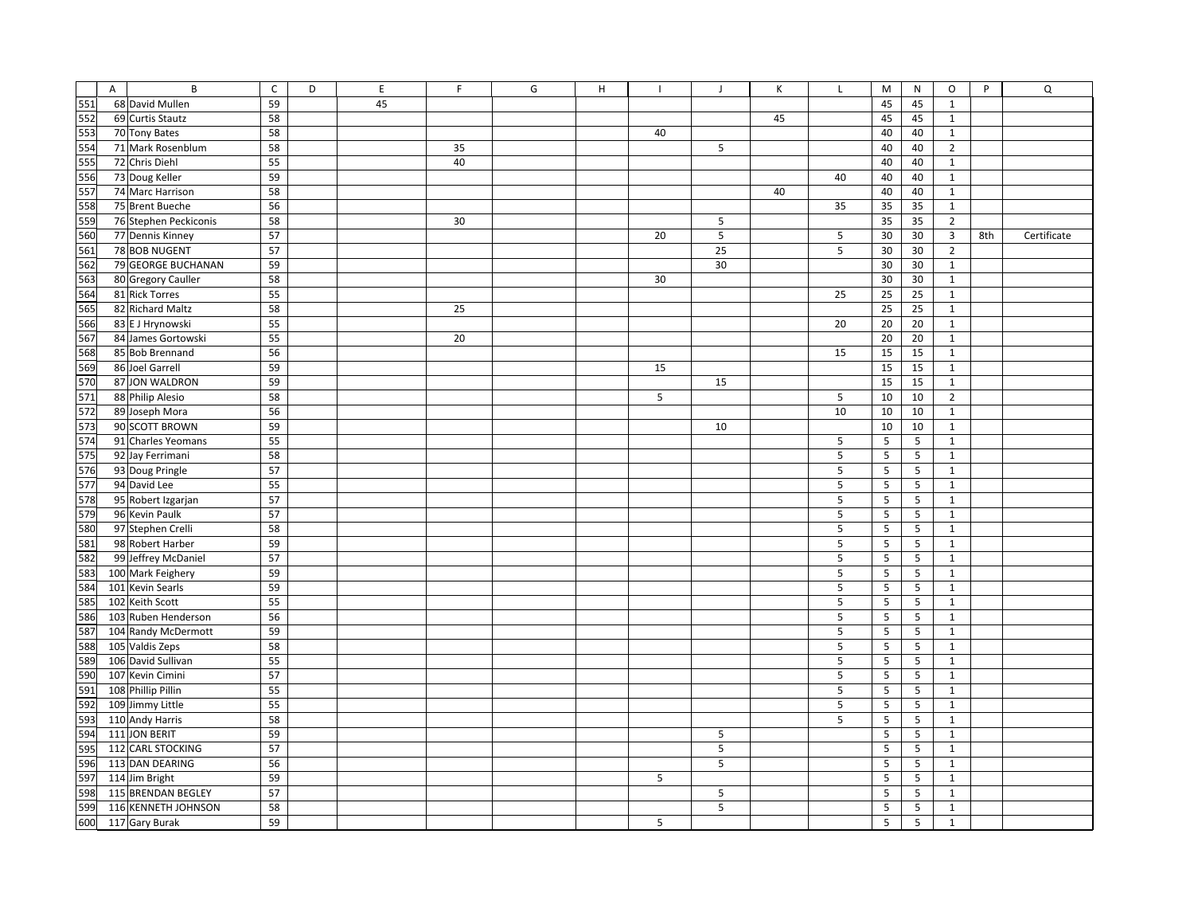| | A | B | C | D | E | F | G | H | I | J | K | L | M | N | O | P | Q |
|---|---|---|---|---|---|---|---|---|---|---|---|---|---|---|---|---|---|
| 551 | 68 | David Mullen | 59 | | 45 | | | | | | | | 45 | 45 | 1 | | |
| 552 | 69 | Curtis Stautz | 58 | | | | | | | | 45 | | 45 | 45 | 1 | | |
| 553 | 70 | Tony Bates | 58 | | | | | | 40 | | | | 40 | 40 | 1 | | |
| 554 | 71 | Mark Rosenblum | 58 | | | 35 | | | | 5 | | | 40 | 40 | 2 | | |
| 555 | 72 | Chris Diehl | 55 | | | 40 | | | | | | | 40 | 40 | 1 | | |
| 556 | 73 | Doug Keller | 59 | | | | | | | | | 40 | 40 | 40 | 1 | | |
| 557 | 74 | Marc Harrison | 58 | | | | | | | | 40 | | 40 | 40 | 1 | | |
| 558 | 75 | Brent Bueche | 56 | | | | | | | | | 35 | 35 | 35 | 1 | | |
| 559 | 76 | Stephen Peckiconis | 58 | | | 30 | | | | 5 | | | 35 | 35 | 2 | | |
| 560 | 77 | Dennis Kinney | 57 | | | | | | 20 | 5 | | 5 | 30 | 30 | 3 | 8th | Certificate |
| 561 | 78 | BOB NUGENT | 57 | | | | | | | 25 | | 5 | 30 | 30 | 2 | | |
| 562 | 79 | GEORGE BUCHANAN | 59 | | | | | | | 30 | | | 30 | 30 | 1 | | |
| 563 | 80 | Gregory Cauller | 58 | | | | | | 30 | | | | 30 | 30 | 1 | | |
| 564 | 81 | Rick Torres | 55 | | | | | | | | | 25 | 25 | 25 | 1 | | |
| 565 | 82 | Richard Maltz | 58 | | | 25 | | | | | | | 25 | 25 | 1 | | |
| 566 | 83 | E J Hrynowski | 55 | | | | | | | | | 20 | 20 | 20 | 1 | | |
| 567 | 84 | James Gortowski | 55 | | | 20 | | | | | | | 20 | 20 | 1 | | |
| 568 | 85 | Bob Brennand | 56 | | | | | | | | | 15 | 15 | 15 | 1 | | |
| 569 | 86 | Joel Garrell | 59 | | | | | | 15 | | | | 15 | 15 | 1 | | |
| 570 | 87 | JON WALDRON | 59 | | | | | | | 15 | | | 15 | 15 | 1 | | |
| 571 | 88 | Philip Alesio | 58 | | | | | | 5 | | | 5 | 10 | 10 | 2 | | |
| 572 | 89 | Joseph Mora | 56 | | | | | | | | | 10 | 10 | 10 | 1 | | |
| 573 | 90 | SCOTT BROWN | 59 | | | | | | | 10 | | | 10 | 10 | 1 | | |
| 574 | 91 | Charles Yeomans | 55 | | | | | | | | | 5 | 5 | 5 | 1 | | |
| 575 | 92 | Jay Ferrimani | 58 | | | | | | | | | 5 | 5 | 5 | 1 | | |
| 576 | 93 | Doug Pringle | 57 | | | | | | | | | 5 | 5 | 5 | 1 | | |
| 577 | 94 | David Lee | 55 | | | | | | | | | 5 | 5 | 5 | 1 | | |
| 578 | 95 | Robert Izgarjan | 57 | | | | | | | | | 5 | 5 | 5 | 1 | | |
| 579 | 96 | Kevin Paulk | 57 | | | | | | | | | 5 | 5 | 5 | 1 | | |
| 580 | 97 | Stephen Crelli | 58 | | | | | | | | | 5 | 5 | 5 | 1 | | |
| 581 | 98 | Robert Harber | 59 | | | | | | | | | 5 | 5 | 5 | 1 | | |
| 582 | 99 | Jeffrey McDaniel | 57 | | | | | | | | | 5 | 5 | 5 | 1 | | |
| 583 | 100 | Mark Feighery | 59 | | | | | | | | | 5 | 5 | 5 | 1 | | |
| 584 | 101 | Kevin Searls | 59 | | | | | | | | | 5 | 5 | 5 | 1 | | |
| 585 | 102 | Keith Scott | 55 | | | | | | | | | 5 | 5 | 5 | 1 | | |
| 586 | 103 | Ruben Henderson | 56 | | | | | | | | | 5 | 5 | 5 | 1 | | |
| 587 | 104 | Randy McDermott | 59 | | | | | | | | | 5 | 5 | 5 | 1 | | |
| 588 | 105 | Valdis Zeps | 58 | | | | | | | | | 5 | 5 | 5 | 1 | | |
| 589 | 106 | David Sullivan | 55 | | | | | | | | | 5 | 5 | 5 | 1 | | |
| 590 | 107 | Kevin Cimini | 57 | | | | | | | | | 5 | 5 | 5 | 1 | | |
| 591 | 108 | Phillip Pillin | 55 | | | | | | | | | 5 | 5 | 5 | 1 | | |
| 592 | 109 | Jimmy Little | 55 | | | | | | | | | 5 | 5 | 5 | 1 | | |
| 593 | 110 | Andy Harris | 58 | | | | | | | | | 5 | 5 | 5 | 1 | | |
| 594 | 111 | JON BERIT | 59 | | | | | | | 5 | | | 5 | 5 | 1 | | |
| 595 | 112 | CARL STOCKING | 57 | | | | | | | 5 | | | 5 | 5 | 1 | | |
| 596 | 113 | DAN DEARING | 56 | | | | | | | 5 | | | 5 | 5 | 1 | | |
| 597 | 114 | Jim Bright | 59 | | | | | | 5 | | | | 5 | 5 | 1 | | |
| 598 | 115 | BRENDAN BEGLEY | 57 | | | | | | | 5 | | | 5 | 5 | 1 | | |
| 599 | 116 | KENNETH JOHNSON | 58 | | | | | | | 5 | | | 5 | 5 | 1 | | |
| 600 | 117 | Gary Burak | 59 | | | | | | 5 | | | | 5 | 5 | 1 | | |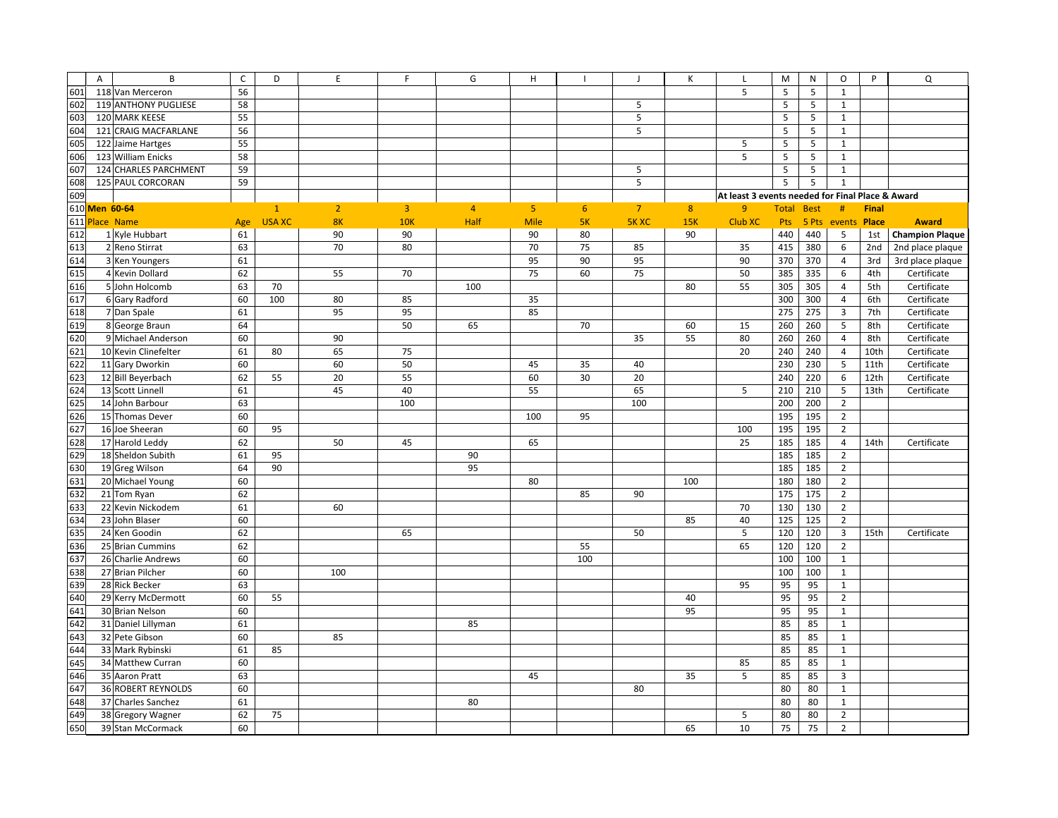| | A | B | C | D | E | F | G | H | I | J | K | L | M | N | O | P | Q |
|---|---|---|---|---|---|---|---|---|---|---|---|---|---|---|---|---|---|
| 601 | 118 | Van Merceron | 56 | | | | | | | | | 5 | 5 | 5 | 1 | | |
| 602 | 119 | ANTHONY PUGLIESE | 58 | | | | | | | 5 | | | 5 | 5 | 1 | | |
| 603 | 120 | MARK KEESE | 55 | | | | | | | 5 | | | 5 | 5 | 1 | | |
| 604 | 121 | CRAIG MACFARLANE | 56 | | | | | | | 5 | | | 5 | 5 | 1 | | |
| 605 | 122 | Jaime Hartges | 55 | | | | | | | | | 5 | 5 | 5 | 1 | | |
| 606 | 123 | William Enicks | 58 | | | | | | | | | 5 | 5 | 5 | 1 | | |
| 607 | 124 | CHARLES PARCHMENT | 59 | | | | | | | 5 | | | 5 | 5 | 1 | | |
| 608 | 125 | PAUL CORCORAN | 59 | | | | | | | 5 | | | 5 | 5 | 1 | | |
| 609 | | | | | | | | | | | | At least 3 events needed for Final Place & Award | | | | | |
| 610 | **Men 60-64** | | | 1 | 2 | 3 | 4 | 5 | 6 | 7 | 8 | 9 | Total | Best | # | Final | |
| 611 | Place | Name | Age | USA XC | 8K | 10K | Half | Mile | 5K | 5K XC | 15K | Club XC | Pts | 5 Pts | events | Place | Award |
| 612 | 1 | Kyle Hubbart | 61 | | 90 | 90 | | 90 | 80 | | 90 | | 440 | 440 | 5 | 1st | **Champion Plaque** |
| 613 | 2 | Reno Stirrat | 63 | | 70 | 80 | | 70 | 75 | 85 | | 35 | 415 | 380 | 6 | 2nd | 2nd place plaque |
| 614 | 3 | Ken Youngers | 61 | | | | | 95 | 90 | 95 | | 90 | 370 | 370 | 4 | 3rd | 3rd place plaque |
| 615 | 4 | Kevin Dollard | 62 | | 55 | 70 | | 75 | 60 | 75 | | 50 | 385 | 335 | 6 | 4th | Certificate |
| 616 | 5 | John Holcomb | 63 | 70 | | | 100 | | | | 80 | 55 | 305 | 305 | 4 | 5th | Certificate |
| 617 | 6 | Gary Radford | 60 | 100 | 80 | 85 | | 35 | | | | | 300 | 300 | 4 | 6th | Certificate |
| 618 | 7 | Dan Spale | 61 | | 95 | 95 | | 85 | | | | | 275 | 275 | 3 | 7th | Certificate |
| 619 | 8 | George Braun | 64 | | | 50 | 65 | | 70 | | 60 | 15 | 260 | 260 | 5 | 8th | Certificate |
| 620 | 9 | Michael Anderson | 60 | | 90 | | | | | 35 | 55 | 80 | 260 | 260 | 4 | 8th | Certificate |
| 621 | 10 | Kevin Clinefelter | 61 | 80 | 65 | 75 | | | | | | 20 | 240 | 240 | 4 | 10th | Certificate |
| 622 | 11 | Gary Dworkin | 60 | | 60 | 50 | | 45 | 35 | 40 | | | 230 | 230 | 5 | 11th | Certificate |
| 623 | 12 | Bill Beyerbach | 62 | 55 | 20 | 55 | | 60 | 30 | 20 | | | 240 | 220 | 6 | 12th | Certificate |
| 624 | 13 | Scott Linnell | 61 | | 45 | 40 | | 55 | | 65 | | 5 | 210 | 210 | 5 | 13th | Certificate |
| 625 | 14 | John Barbour | 63 | | | 100 | | | | 100 | | | 200 | 200 | 2 | | |
| 626 | 15 | Thomas Dever | 60 | | | | | 100 | 95 | | | | 195 | 195 | 2 | | |
| 627 | 16 | Joe Sheeran | 60 | 95 | | | | | | | | 100 | 195 | 195 | 2 | | |
| 628 | 17 | Harold Leddy | 62 | | 50 | 45 | | 65 | | | | 25 | 185 | 185 | 4 | 14th | Certificate |
| 629 | 18 | Sheldon Subith | 61 | 95 | | | 90 | | | | | | 185 | 185 | 2 | | |
| 630 | 19 | Greg Wilson | 64 | 90 | | | 95 | | | | | | 185 | 185 | 2 | | |
| 631 | 20 | Michael Young | 60 | | | | | 80 | | | 100 | | 180 | 180 | 2 | | |
| 632 | 21 | Tom Ryan | 62 | | | | | | 85 | 90 | | | 175 | 175 | 2 | | |
| 633 | 22 | Kevin Nickodem | 61 | | 60 | | | | | | | 70 | 130 | 130 | 2 | | |
| 634 | 23 | John Blaser | 60 | | | | | | | | 85 | 40 | 125 | 125 | 2 | | |
| 635 | 24 | Ken Goodin | 62 | | | 65 | | | | 50 | | 5 | 120 | 120 | 3 | 15th | Certificate |
| 636 | 25 | Brian Cummins | 62 | | | | | | 55 | | | 65 | 120 | 120 | 2 | | |
| 637 | 26 | Charlie Andrews | 60 | | | | | | 100 | | | | 100 | 100 | 1 | | |
| 638 | 27 | Brian Pilcher | 60 | | 100 | | | | | | | | 100 | 100 | 1 | | |
| 639 | 28 | Rick Becker | 63 | | | | | | | | | 95 | 95 | 95 | 1 | | |
| 640 | 29 | Kerry McDermott | 60 | 55 | | | | | | | 40 | | 95 | 95 | 2 | | |
| 641 | 30 | Brian Nelson | 60 | | | | | | | | 95 | | 95 | 95 | 1 | | |
| 642 | 31 | Daniel Lillyman | 61 | | | | 85 | | | | | | 85 | 85 | 1 | | |
| 643 | 32 | Pete Gibson | 60 | | 85 | | | | | | | | 85 | 85 | 1 | | |
| 644 | 33 | Mark Rybinski | 61 | 85 | | | | | | | | | 85 | 85 | 1 | | |
| 645 | 34 | Matthew Curran | 60 | | | | | | | | | 85 | 85 | 85 | 1 | | |
| 646 | 35 | Aaron Pratt | 63 | | | | | 45 | | | 35 | 5 | 85 | 85 | 3 | | |
| 647 | 36 | ROBERT REYNOLDS | 60 | | | | | | | 80 | | | 80 | 80 | 1 | | |
| 648 | 37 | Charles Sanchez | 61 | | | | 80 | | | | | | 80 | 80 | 1 | | |
| 649 | 38 | Gregory Wagner | 62 | 75 | | | | | | | | 5 | 80 | 80 | 2 | | |
| 650 | 39 | Stan McCormack | 60 | | | | | | | | 65 | 10 | 75 | 75 | 2 | | |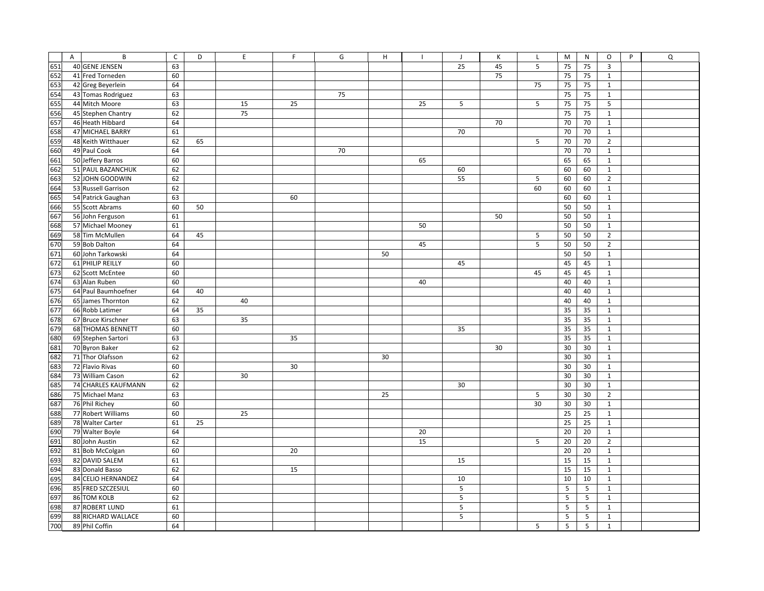| | A | B | C | D | E | F | G | H | I | J | K | L | M | N | O | P | Q |
|---|---|---|---|---|---|---|---|---|---|---|---|---|---|---|---|---|---|
| 651 | 40 | GENE JENSEN | 63 | | | | | | | 25 | 45 | 5 | 75 | 75 | 3 | | |
| 652 | 41 | Fred Torneden | 60 | | | | | | | | 75 | | 75 | 75 | 1 | | |
| 653 | 42 | Greg Beyerlein | 64 | | | | | | | | | 75 | 75 | 75 | 1 | | |
| 654 | 43 | Tomas Rodriguez | 63 | | | | 75 | | | | | | 75 | 75 | 1 | | |
| 655 | 44 | Mitch Moore | 63 | | 15 | 25 | | | 25 | 5 | | 5 | 75 | 75 | 5 | | |
| 656 | 45 | Stephen Chantry | 62 | | 75 | | | | | | | | 75 | 75 | 1 | | |
| 657 | 46 | Heath Hibbard | 64 | | | | | | | | 70 | | 70 | 70 | 1 | | |
| 658 | 47 | MICHAEL BARRY | 61 | | | | | | | 70 | | | 70 | 70 | 1 | | |
| 659 | 48 | Keith Witthauer | 62 | 65 | | | | | | | | 5 | 70 | 70 | 2 | | |
| 660 | 49 | Paul Cook | 64 | | | | 70 | | | | | | 70 | 70 | 1 | | |
| 661 | 50 | Jeffery Barros | 60 | | | | | | 65 | | | | 65 | 65 | 1 | | |
| 662 | 51 | PAUL BAZANCHUK | 62 | | | | | | | 60 | | | 60 | 60 | 1 | | |
| 663 | 52 | JOHN GOODWIN | 62 | | | | | | | 55 | | 5 | 60 | 60 | 2 | | |
| 664 | 53 | Russell Garrison | 62 | | | | | | | | | 60 | 60 | 60 | 1 | | |
| 665 | 54 | Patrick Gaughan | 63 | | | 60 | | | | | | | 60 | 60 | 1 | | |
| 666 | 55 | Scott Abrams | 60 | 50 | | | | | | | | | 50 | 50 | 1 | | |
| 667 | 56 | John Ferguson | 61 | | | | | | | | 50 | | 50 | 50 | 1 | | |
| 668 | 57 | Michael Mooney | 61 | | | | | | 50 | | | | 50 | 50 | 1 | | |
| 669 | 58 | Tim McMullen | 64 | 45 | | | | | | | | 5 | 50 | 50 | 2 | | |
| 670 | 59 | Bob Dalton | 64 | | | | | | 45 | | | 5 | 50 | 50 | 2 | | |
| 671 | 60 | John Tarkowski | 64 | | | | | 50 | | | | | 50 | 50 | 1 | | |
| 672 | 61 | PHILIP REILLY | 60 | | | | | | | 45 | | | 45 | 45 | 1 | | |
| 673 | 62 | Scott McEntee | 60 | | | | | | | | | 45 | 45 | 45 | 1 | | |
| 674 | 63 | Alan Ruben | 60 | | | | | | 40 | | | | 40 | 40 | 1 | | |
| 675 | 64 | Paul Baumhoefner | 64 | 40 | | | | | | | | | 40 | 40 | 1 | | |
| 676 | 65 | James Thornton | 62 | | 40 | | | | | | | | 40 | 40 | 1 | | |
| 677 | 66 | Robb Latimer | 64 | 35 | | | | | | | | | 35 | 35 | 1 | | |
| 678 | 67 | Bruce Kirschner | 63 | | 35 | | | | | | | | 35 | 35 | 1 | | |
| 679 | 68 | THOMAS BENNETT | 60 | | | | | | | 35 | | | 35 | 35 | 1 | | |
| 680 | 69 | Stephen Sartori | 63 | | | 35 | | | | | | | 35 | 35 | 1 | | |
| 681 | 70 | Byron Baker | 62 | | | | | | | | 30 | | 30 | 30 | 1 | | |
| 682 | 71 | Thor Olafsson | 62 | | | | | 30 | | | | | 30 | 30 | 1 | | |
| 683 | 72 | Flavio Rivas | 60 | | | 30 | | | | | | | 30 | 30 | 1 | | |
| 684 | 73 | William Cason | 62 | | 30 | | | | | | | | 30 | 30 | 1 | | |
| 685 | 74 | CHARLES KAUFMANN | 62 | | | | | | | 30 | | | 30 | 30 | 1 | | |
| 686 | 75 | Michael Manz | 63 | | | | | 25 | | | | 5 | 30 | 30 | 2 | | |
| 687 | 76 | Phil Richey | 60 | | | | | | | | | 30 | 30 | 30 | 1 | | |
| 688 | 77 | Robert Williams | 60 | | 25 | | | | | | | | 25 | 25 | 1 | | |
| 689 | 78 | Walter Carter | 61 | 25 | | | | | | | | | 25 | 25 | 1 | | |
| 690 | 79 | Walter Boyle | 64 | | | | | | 20 | | | | 20 | 20 | 1 | | |
| 691 | 80 | John Austin | 62 | | | | | | 15 | | | 5 | 20 | 20 | 2 | | |
| 692 | 81 | Bob McColgan | 60 | | | 20 | | | | | | | 20 | 20 | 1 | | |
| 693 | 82 | DAVID SALEM | 61 | | | | | | | 15 | | | 15 | 15 | 1 | | |
| 694 | 83 | Donald Basso | 62 | | | 15 | | | | | | | 15 | 15 | 1 | | |
| 695 | 84 | CELIO HERNANDEZ | 64 | | | | | | | 10 | | | 10 | 10 | 1 | | |
| 696 | 85 | FRED SZCZESIUL | 60 | | | | | | | 5 | | | 5 | 5 | 1 | | |
| 697 | 86 | TOM KOLB | 62 | | | | | | | 5 | | | 5 | 5 | 1 | | |
| 698 | 87 | ROBERT LUND | 61 | | | | | | | 5 | | | 5 | 5 | 1 | | |
| 699 | 88 | RICHARD WALLACE | 60 | | | | | | | 5 | | | 5 | 5 | 1 | | |
| 700 | 89 | Phil Coffin | 64 | | | | | | | | | 5 | 5 | 5 | 1 | | |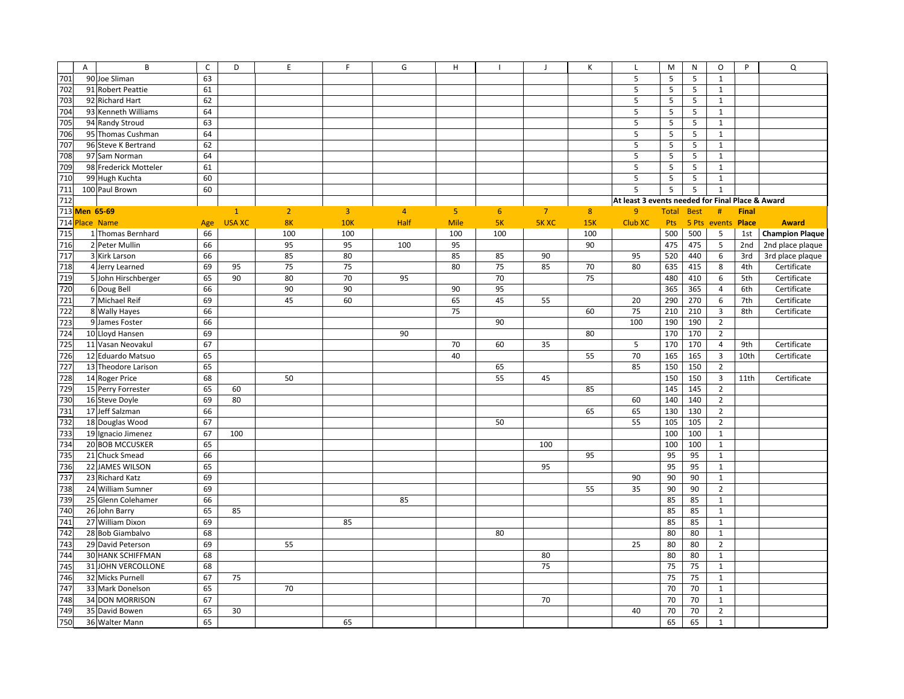| | A | B | C | D | E | F | G | H | I | J | K | L | M | N | O | P | Q |
|---|---|---|---|---|---|---|---|---|---|---|---|---|---|---|---|---|---|
| 701 | 90 | Joe Sliman | 63 | | | | | | | | | 5 | 5 | 5 | 1 | | |
| 702 | 91 | Robert Peattie | 61 | | | | | | | | | 5 | 5 | 5 | 1 | | |
| 703 | 92 | Richard Hart | 62 | | | | | | | | | 5 | 5 | 5 | 1 | | |
| 704 | 93 | Kenneth Williams | 64 | | | | | | | | | 5 | 5 | 5 | 1 | | |
| 705 | 94 | Randy Stroud | 63 | | | | | | | | | 5 | 5 | 5 | 1 | | |
| 706 | 95 | Thomas Cushman | 64 | | | | | | | | | 5 | 5 | 5 | 1 | | |
| 707 | 96 | Steve K Bertrand | 62 | | | | | | | | | 5 | 5 | 5 | 1 | | |
| 708 | 97 | Sam Norman | 64 | | | | | | | | | 5 | 5 | 5 | 1 | | |
| 709 | 98 | Frederick Motteler | 61 | | | | | | | | | 5 | 5 | 5 | 1 | | |
| 710 | 99 | Hugh Kuchta | 60 | | | | | | | | | 5 | 5 | 5 | 1 | | |
| 711 | 100 | Paul Brown | 60 | | | | | | | | | 5 | 5 | 5 | 1 | | |
| 712 | | | | | | | | | | | | At least 3 events needed for Final Place & Award | | | | | |
| 713 | **Men 65-69** | | | 1 | 2 | 3 | 4 | 5 | 6 | 7 | 8 | 9 | Total | Best | # | Final | |
| 714 | Place | Name | Age | USA XC | 8K | 10K | Half | Mile | 5K | 5K XC | 15K | Club XC | Pts | 5 Pts | events | Place | Award |
| 715 | 1 | Thomas Bernhard | 66 | | 100 | 100 | | 100 | 100 | | 100 | | 500 | 500 | 5 | 1st | **Champion Plaque** |
| 716 | 2 | Peter Mullin | 66 | | 95 | 95 | 100 | 95 | | | 90 | | 475 | 475 | 5 | 2nd | 2nd place plaque |
| 717 | 3 | Kirk Larson | 66 | | 85 | 80 | | 85 | 85 | 90 | | 95 | 520 | 440 | 6 | 3rd | 3rd place plaque |
| 718 | 4 | Jerry Learned | 69 | 95 | 75 | 75 | | 80 | 75 | 85 | 70 | 80 | 635 | 415 | 8 | 4th | Certificate |
| 719 | 5 | John Hirschberger | 65 | 90 | 80 | 70 | 95 | | 70 | | 75 | | 480 | 410 | 6 | 5th | Certificate |
| 720 | 6 | Doug Bell | 66 | | 90 | 90 | | 90 | 95 | | | | 365 | 365 | 4 | 6th | Certificate |
| 721 | 7 | Michael Reif | 69 | | 45 | 60 | | 65 | 45 | 55 | | 20 | 290 | 270 | 6 | 7th | Certificate |
| 722 | 8 | Wally Hayes | 66 | | | | | 75 | | | 60 | 75 | 210 | 210 | 3 | 8th | Certificate |
| 723 | 9 | James Foster | 66 | | | | | | 90 | | | 100 | 190 | 190 | 2 | | |
| 724 | 10 | Lloyd Hansen | 69 | | | | 90 | | | | 80 | | 170 | 170 | 2 | | |
| 725 | 11 | Vasan Neovakul | 67 | | | | | 70 | 60 | 35 | | 5 | 170 | 170 | 4 | 9th | Certificate |
| 726 | 12 | Eduardo Matsuo | 65 | | | | | 40 | | | 55 | 70 | 165 | 165 | 3 | 10th | Certificate |
| 727 | 13 | Theodore Larison | 65 | | | | | | 65 | | | 85 | 150 | 150 | 2 | | |
| 728 | 14 | Roger Price | 68 | | 50 | | | | 55 | 45 | | | 150 | 150 | 3 | 11th | Certificate |
| 729 | 15 | Perry Forrester | 65 | 60 | | | | | | | 85 | | 145 | 145 | 2 | | |
| 730 | 16 | Steve Doyle | 69 | 80 | | | | | | | | 60 | 140 | 140 | 2 | | |
| 731 | 17 | Jeff Salzman | 66 | | | | | | | | 65 | 65 | 130 | 130 | 2 | | |
| 732 | 18 | Douglas Wood | 67 | | | | | | 50 | | | 55 | 105 | 105 | 2 | | |
| 733 | 19 | Ignacio Jimenez | 67 | 100 | | | | | | | | | 100 | 100 | 1 | | |
| 734 | 20 | BOB MCCUSKER | 65 | | | | | | | 100 | | | 100 | 100 | 1 | | |
| 735 | 21 | Chuck Smead | 66 | | | | | | | | 95 | | 95 | 95 | 1 | | |
| 736 | 22 | JAMES WILSON | 65 | | | | | | | 95 | | | 95 | 95 | 1 | | |
| 737 | 23 | Richard Katz | 69 | | | | | | | | | 90 | 90 | 90 | 1 | | |
| 738 | 24 | William Sumner | 69 | | | | | | | | 55 | 35 | 90 | 90 | 2 | | |
| 739 | 25 | Glenn Colehamer | 66 | | | | 85 | | | | | | 85 | 85 | 1 | | |
| 740 | 26 | John Barry | 65 | 85 | | | | | | | | | 85 | 85 | 1 | | |
| 741 | 27 | William Dixon | 69 | | | 85 | | | | | | | 85 | 85 | 1 | | |
| 742 | 28 | Bob Giambalvo | 68 | | | | | | 80 | | | | 80 | 80 | 1 | | |
| 743 | 29 | David Peterson | 69 | | 55 | | | | | | | 25 | 80 | 80 | 2 | | |
| 744 | 30 | HANK SCHIFFMAN | 68 | | | | | | | 80 | | | 80 | 80 | 1 | | |
| 745 | 31 | JOHN VERCOLLONE | 68 | | | | | | | 75 | | | 75 | 75 | 1 | | |
| 746 | 32 | Micks Purnell | 67 | 75 | | | | | | | | | 75 | 75 | 1 | | |
| 747 | 33 | Mark Donelson | 65 | | 70 | | | | | | | | 70 | 70 | 1 | | |
| 748 | 34 | DON MORRISON | 67 | | | | | | | 70 | | | 70 | 70 | 1 | | |
| 749 | 35 | David Bowen | 65 | 30 | | | | | | | | 40 | 70 | 70 | 2 | | |
| 750 | 36 | Walter Mann | 65 | | | 65 | | | | | | | 65 | 65 | 1 | | |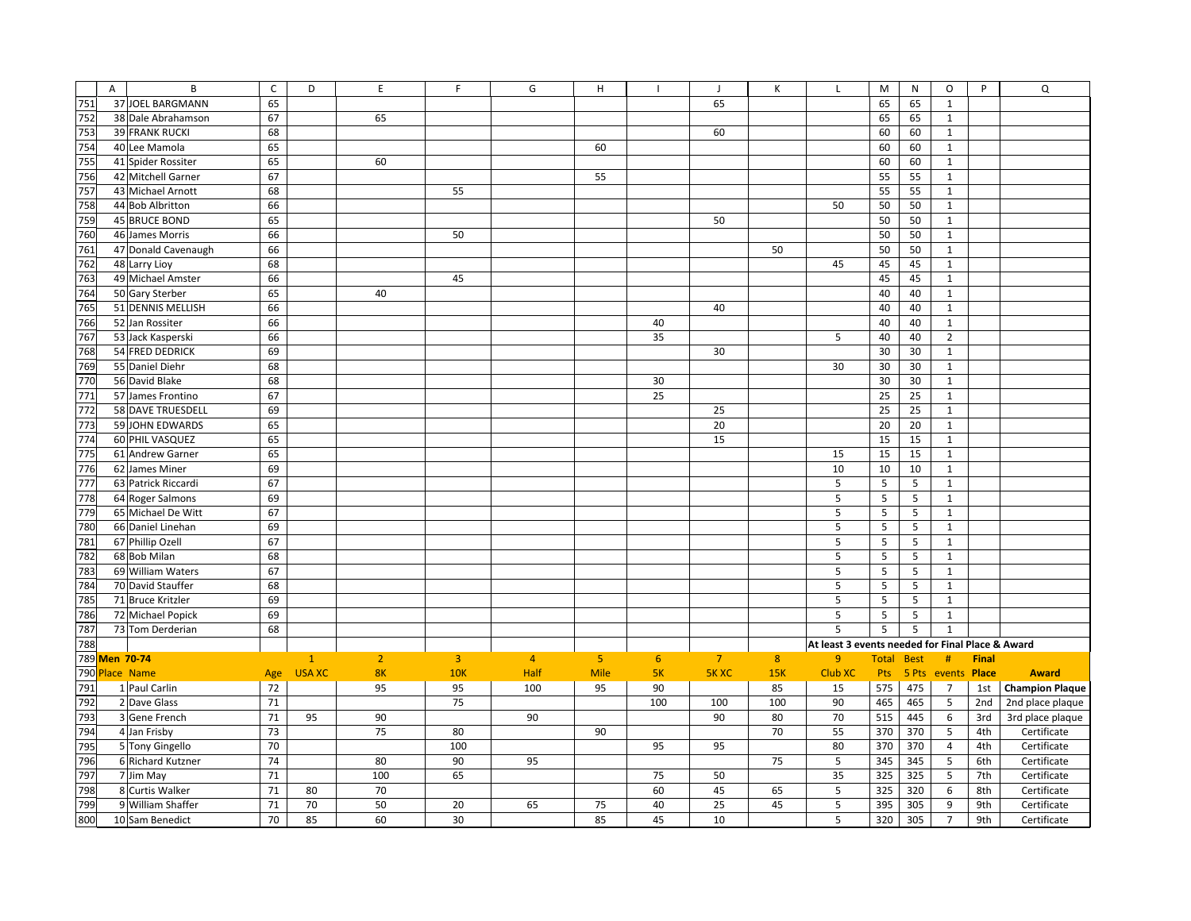| | A | B | C | D | E | F | G | H | I | J | K | L | M | N | O | P | Q |
|---|---|---|---|---|---|---|---|---|---|---|---|---|---|---|---|---|---|
| 751 | 37 | JOEL BARGMANN | 65 | | | | | | | 65 | | | 65 | 65 | 1 | | |
| 752 | 38 | Dale Abrahamson | 67 | | 65 | | | | | | | | 65 | 65 | 1 | | |
| 753 | 39 | FRANK RUCKI | 68 | | | | | | | 60 | | | 60 | 60 | 1 | | |
| 754 | 40 | Lee Mamola | 65 | | | | | 60 | | | | | 60 | 60 | 1 | | |
| 755 | 41 | Spider Rossiter | 65 | | 60 | | | | | | | | 60 | 60 | 1 | | |
| 756 | 42 | Mitchell Garner | 67 | | | | | 55 | | | | | 55 | 55 | 1 | | |
| 757 | 43 | Michael Arnott | 68 | | | 55 | | | | | | | 55 | 55 | 1 | | |
| 758 | 44 | Bob Albritton | 66 | | | | | | | | | 50 | 50 | 50 | 1 | | |
| 759 | 45 | BRUCE BOND | 65 | | | | | | | 50 | | | 50 | 50 | 1 | | |
| 760 | 46 | James Morris | 66 | | | 50 | | | | | | | 50 | 50 | 1 | | |
| 761 | 47 | Donald Cavenaugh | 66 | | | | | | | | 50 | | 50 | 50 | 1 | | |
| 762 | 48 | Larry Lioy | 68 | | | | | | | | | 45 | 45 | 45 | 1 | | |
| 763 | 49 | Michael Amster | 66 | | | 45 | | | | | | | 45 | 45 | 1 | | |
| 764 | 50 | Gary Sterber | 65 | | 40 | | | | | | | | 40 | 40 | 1 | | |
| 765 | 51 | DENNIS MELLISH | 66 | | | | | | | 40 | | | 40 | 40 | 1 | | |
| 766 | 52 | Jan Rossiter | 66 | | | | | | 40 | | | | 40 | 40 | 1 | | |
| 767 | 53 | Jack Kasperski | 66 | | | | | | 35 | | | 5 | 40 | 40 | 2 | | |
| 768 | 54 | FRED DEDRICK | 69 | | | | | | | 30 | | | 30 | 30 | 1 | | |
| 769 | 55 | Daniel Diehr | 68 | | | | | | | | | 30 | 30 | 30 | 1 | | |
| 770 | 56 | David Blake | 68 | | | | | | 30 | | | | 30 | 30 | 1 | | |
| 771 | 57 | James Frontino | 67 | | | | | | 25 | | | | 25 | 25 | 1 | | |
| 772 | 58 | DAVE TRUESDELL | 69 | | | | | | | 25 | | | 25 | 25 | 1 | | |
| 773 | 59 | JOHN EDWARDS | 65 | | | | | | | 20 | | | 20 | 20 | 1 | | |
| 774 | 60 | PHIL VASQUEZ | 65 | | | | | | | 15 | | | 15 | 15 | 1 | | |
| 775 | 61 | Andrew Garner | 65 | | | | | | | | | 15 | 15 | 15 | 1 | | |
| 776 | 62 | James Miner | 69 | | | | | | | | | 10 | 10 | 10 | 1 | | |
| 777 | 63 | Patrick Riccardi | 67 | | | | | | | | | 5 | 5 | 5 | 1 | | |
| 778 | 64 | Roger Salmons | 69 | | | | | | | | | 5 | 5 | 5 | 1 | | |
| 779 | 65 | Michael De Witt | 67 | | | | | | | | | 5 | 5 | 5 | 1 | | |
| 780 | 66 | Daniel Linehan | 69 | | | | | | | | | 5 | 5 | 5 | 1 | | |
| 781 | 67 | Phillip Ozell | 67 | | | | | | | | | 5 | 5 | 5 | 1 | | |
| 782 | 68 | Bob Milan | 68 | | | | | | | | | 5 | 5 | 5 | 1 | | |
| 783 | 69 | William Waters | 67 | | | | | | | | | 5 | 5 | 5 | 1 | | |
| 784 | 70 | David Stauffer | 68 | | | | | | | | | 5 | 5 | 5 | 1 | | |
| 785 | 71 | Bruce Kritzler | 69 | | | | | | | | | 5 | 5 | 5 | 1 | | |
| 786 | 72 | Michael Popick | 69 | | | | | | | | | 5 | 5 | 5 | 1 | | |
| 787 | 73 | Tom Derderian | 68 | | | | | | | | | 5 | 5 | 5 | 1 | | |
| 788 | | | | | | | | | | | | At least 3 events needed for Final Place & Award | | | | | |
| 789 | **Men 70-74** | | | 1 | 2 | 3 | 4 | 5 | 6 | 7 | 8 | 9 | Total | Best | # | Final | |
| 790 | Place | Name | Age | USA XC | 8K | 10K | Half | Mile | 5K | 5K XC | 15K | Club XC | Pts | 5 Pts | events | Place | Award |
| 791 | 1 | Paul Carlin | 72 | | 95 | 95 | 100 | 95 | 90 | | 85 | 15 | 575 | 475 | 7 | 1st | **Champion Plaque** |
| 792 | 2 | Dave Glass | 71 | | | 75 | | | 100 | 100 | 100 | 90 | 465 | 465 | 5 | 2nd | 2nd place plaque |
| 793 | 3 | Gene French | 71 | 95 | 90 | | 90 | | | 90 | 80 | 70 | 515 | 445 | 6 | 3rd | 3rd place plaque |
| 794 | 4 | Jan Frisby | 73 | | 75 | 80 | | 90 | | | 70 | 55 | 370 | 370 | 5 | 4th | Certificate |
| 795 | 5 | Tony Gingello | 70 | | | 100 | | | 95 | 95 | | 80 | 370 | 370 | 4 | 4th | Certificate |
| 796 | 6 | Richard Kutzner | 74 | | 80 | 90 | 95 | | | | 75 | 5 | 345 | 345 | 5 | 6th | Certificate |
| 797 | 7 | Jim May | 71 | | 100 | 65 | | | 75 | 50 | | 35 | 325 | 325 | 5 | 7th | Certificate |
| 798 | 8 | Curtis Walker | 71 | 80 | 70 | | | | 60 | 45 | 65 | 5 | 325 | 320 | 6 | 8th | Certificate |
| 799 | 9 | William Shaffer | 71 | 70 | 50 | 20 | 65 | 75 | 40 | 25 | 45 | 5 | 395 | 305 | 9 | 9th | Certificate |
| 800 | 10 | Sam Benedict | 70 | 85 | 60 | 30 | | 85 | 45 | 10 | | 5 | 320 | 305 | 7 | 9th | Certificate |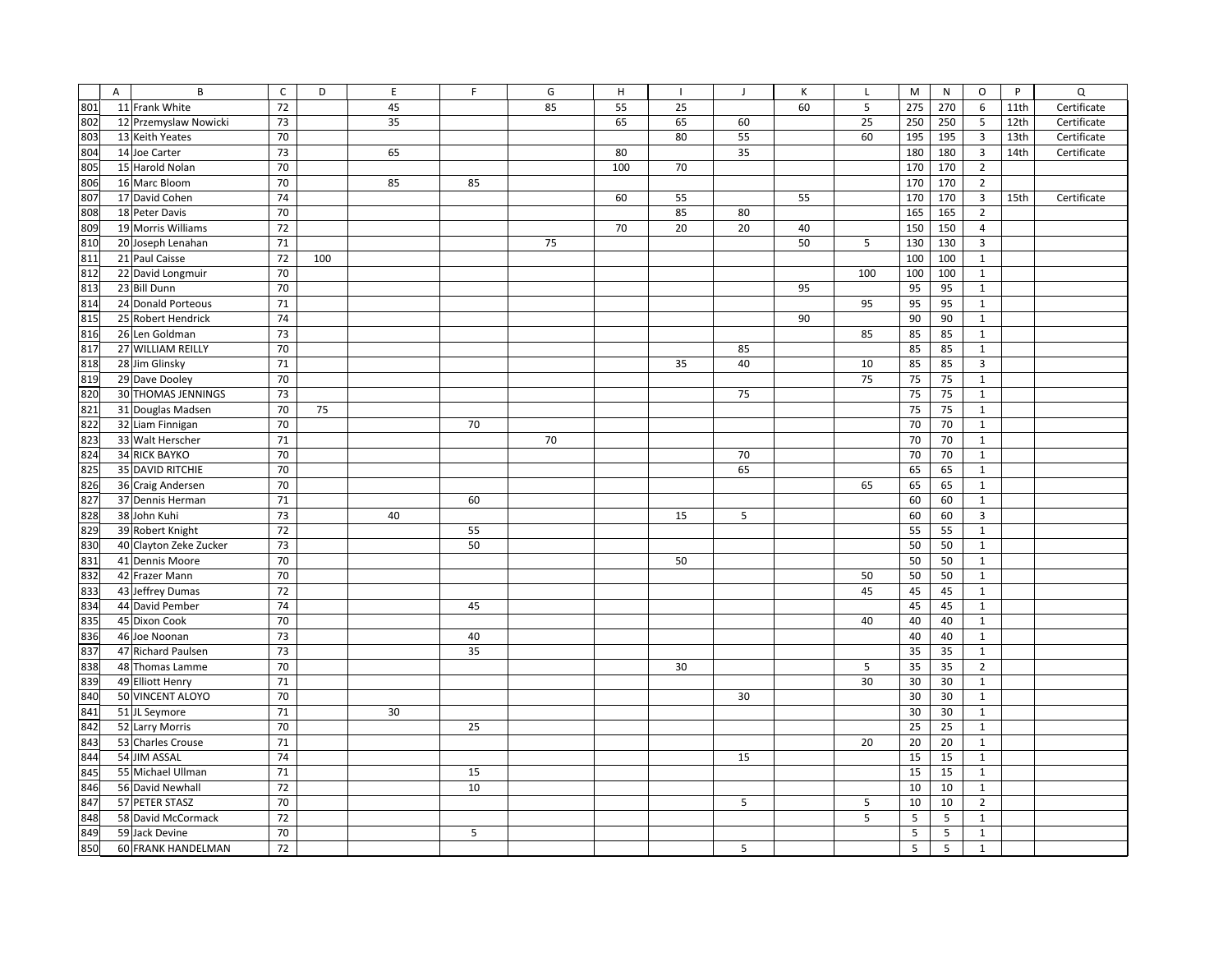| | A | B | C | D | E | F | G | H | I | J | K | L | M | N | O | P | Q |
|---|---|---|---|---|---|---|---|---|---|---|---|---|---|---|---|---|---|
| 801 | 11 | Frank White | 72 | | 45 | | 85 | 55 | 25 | | 60 | 5 | 275 | 270 | 6 | 11th | Certificate |
| 802 | 12 | Przemyslaw Nowicki | 73 | | 35 | | | 65 | 65 | 60 | | 25 | 250 | 250 | 5 | 12th | Certificate |
| 803 | 13 | Keith Yeates | 70 | | | | | | 80 | 55 | | 60 | 195 | 195 | 3 | 13th | Certificate |
| 804 | 14 | Joe Carter | 73 | | 65 | | | 80 | | 35 | | | 180 | 180 | 3 | 14th | Certificate |
| 805 | 15 | Harold Nolan | 70 | | | | | 100 | 70 | | | | 170 | 170 | 2 | | |
| 806 | 16 | Marc Bloom | 70 | | 85 | 85 | | | | | | | 170 | 170 | 2 | | |
| 807 | 17 | David Cohen | 74 | | | | | 60 | 55 | | 55 | | 170 | 170 | 3 | 15th | Certificate |
| 808 | 18 | Peter Davis | 70 | | | | | | 85 | 80 | | | 165 | 165 | 2 | | |
| 809 | 19 | Morris Williams | 72 | | | | | 70 | 20 | 20 | 40 | | 150 | 150 | 4 | | |
| 810 | 20 | Joseph Lenahan | 71 | | | | 75 | | | | 50 | 5 | 130 | 130 | 3 | | |
| 811 | 21 | Paul Caisse | 72 | 100 | | | | | | | | | 100 | 100 | 1 | | |
| 812 | 22 | David Longmuir | 70 | | | | | | | | | 100 | 100 | 100 | 1 | | |
| 813 | 23 | Bill Dunn | 70 | | | | | | | | 95 | | 95 | 95 | 1 | | |
| 814 | 24 | Donald Porteous | 71 | | | | | | | | | 95 | 95 | 95 | 1 | | |
| 815 | 25 | Robert Hendrick | 74 | | | | | | | | 90 | | 90 | 90 | 1 | | |
| 816 | 26 | Len Goldman | 73 | | | | | | | | | 85 | 85 | 85 | 1 | | |
| 817 | 27 | WILLIAM REILLY | 70 | | | | | | | 85 | | | 85 | 85 | 1 | | |
| 818 | 28 | Jim Glinsky | 71 | | | | | | 35 | 40 | | 10 | 85 | 85 | 3 | | |
| 819 | 29 | Dave Dooley | 70 | | | | | | | | | 75 | 75 | 75 | 1 | | |
| 820 | 30 | THOMAS JENNINGS | 73 | | | | | | | 75 | | | 75 | 75 | 1 | | |
| 821 | 31 | Douglas Madsen | 70 | 75 | | | | | | | | | 75 | 75 | 1 | | |
| 822 | 32 | Liam Finnigan | 70 | | | 70 | | | | | | | 70 | 70 | 1 | | |
| 823 | 33 | Walt Herscher | 71 | | | | 70 | | | | | | 70 | 70 | 1 | | |
| 824 | 34 | RICK BAYKO | 70 | | | | | | | 70 | | | 70 | 70 | 1 | | |
| 825 | 35 | DAVID RITCHIE | 70 | | | | | | | 65 | | | 65 | 65 | 1 | | |
| 826 | 36 | Craig Andersen | 70 | | | | | | | | | 65 | 65 | 65 | 1 | | |
| 827 | 37 | Dennis Herman | 71 | | | 60 | | | | | | | 60 | 60 | 1 | | |
| 828 | 38 | John Kuhi | 73 | | 40 | | | | 15 | 5 | | | 60 | 60 | 3 | | |
| 829 | 39 | Robert Knight | 72 | | | 55 | | | | | | | 55 | 55 | 1 | | |
| 830 | 40 | Clayton Zeke Zucker | 73 | | | 50 | | | | | | | 50 | 50 | 1 | | |
| 831 | 41 | Dennis Moore | 70 | | | | | | 50 | | | | 50 | 50 | 1 | | |
| 832 | 42 | Frazer Mann | 70 | | | | | | | | | 50 | 50 | 50 | 1 | | |
| 833 | 43 | Jeffrey Dumas | 72 | | | | | | | | | 45 | 45 | 45 | 1 | | |
| 834 | 44 | David Pember | 74 | | | 45 | | | | | | | 45 | 45 | 1 | | |
| 835 | 45 | Dixon Cook | 70 | | | | | | | | | 40 | 40 | 40 | 1 | | |
| 836 | 46 | Joe Noonan | 73 | | | 40 | | | | | | | 40 | 40 | 1 | | |
| 837 | 47 | Richard Paulsen | 73 | | | 35 | | | | | | | 35 | 35 | 1 | | |
| 838 | 48 | Thomas Lamme | 70 | | | | | | 30 | | | 5 | 35 | 35 | 2 | | |
| 839 | 49 | Elliott Henry | 71 | | | | | | | | | 30 | 30 | 30 | 1 | | |
| 840 | 50 | VINCENT ALOYO | 70 | | | | | | | 30 | | | 30 | 30 | 1 | | |
| 841 | 51 | JL Seymore | 71 | | 30 | | | | | | | | 30 | 30 | 1 | | |
| 842 | 52 | Larry Morris | 70 | | | 25 | | | | | | | 25 | 25 | 1 | | |
| 843 | 53 | Charles Crouse | 71 | | | | | | | | | 20 | 20 | 20 | 1 | | |
| 844 | 54 | JIM ASSAL | 74 | | | | | | | 15 | | | 15 | 15 | 1 | | |
| 845 | 55 | Michael Ullman | 71 | | | 15 | | | | | | | 15 | 15 | 1 | | |
| 846 | 56 | David Newhall | 72 | | | 10 | | | | | | | 10 | 10 | 1 | | |
| 847 | 57 | PETER STASZ | 70 | | | | | | | 5 | | 5 | 10 | 10 | 2 | | |
| 848 | 58 | David McCormack | 72 | | | | | | | | | 5 | 5 | 5 | 1 | | |
| 849 | 59 | Jack Devine | 70 | | | 5 | | | | | | | 5 | 5 | 1 | | |
| 850 | 60 | FRANK HANDELMAN | 72 | | | | | | | 5 | | | 5 | 5 | 1 | | |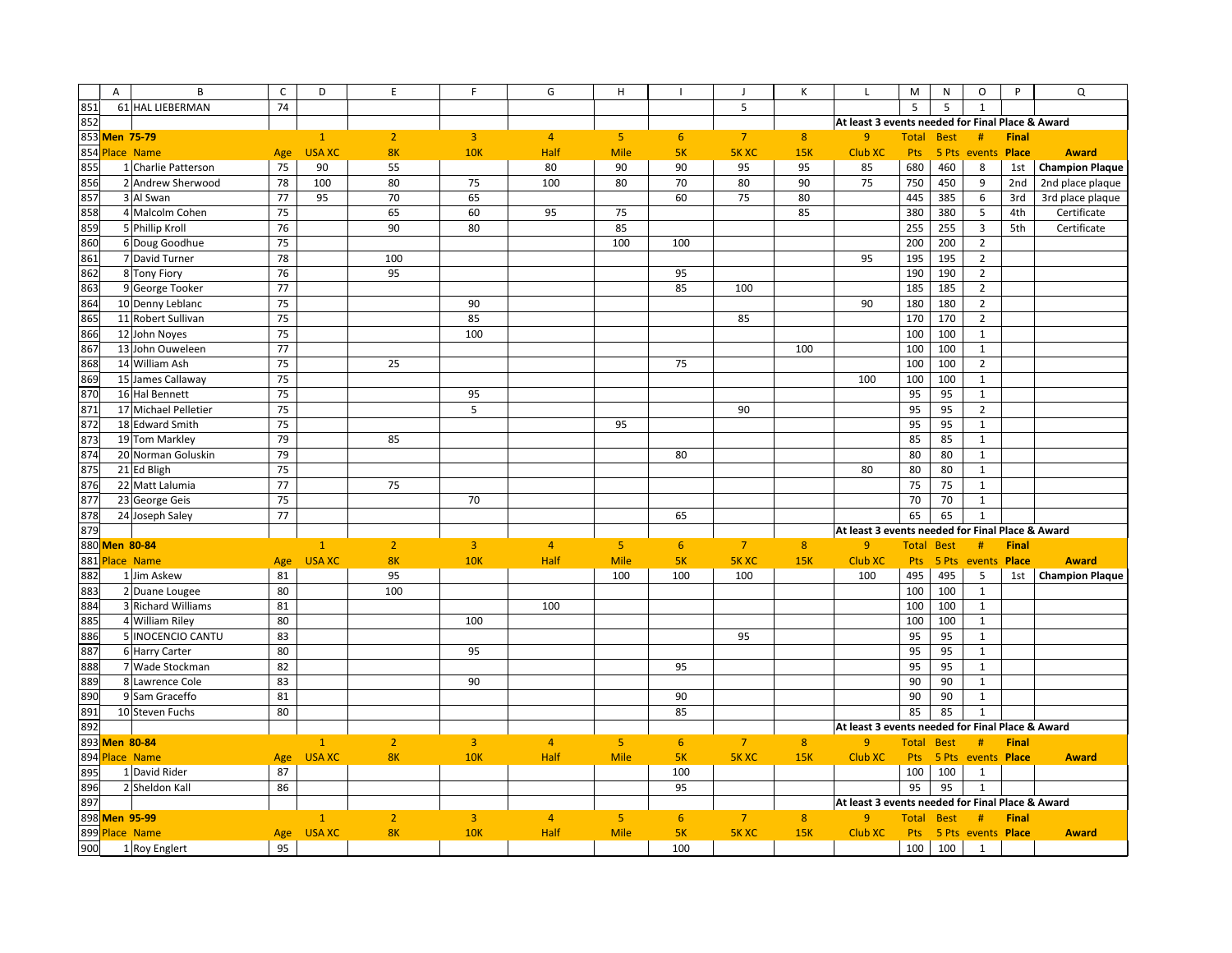| | A | B | C | D | E | F | G | H | I | J | K | L | M | N | O | P | Q |
|---|---|---|---|---|---|---|---|---|---|---|---|---|---|---|---|---|---|
| 851 | 61 | HAL LIEBERMAN | 74 | | | | | | | 5 | | | 5 | 5 | 1 | | |
| 852 | | | | | | | | | | | | At least 3 events needed for Final Place & Award | | | | | |
| 853 | **Men 75-79** | | | 1 | 2 | 3 | 4 | 5 | 6 | 7 | 8 | 9 | Total | Best | # | Final | |
| 854 | Place | Name | Age | USA XC | 8K | 10K | Half | Mile | 5K | 5K XC | 15K | Club XC | Pts | 5 Pts | events | Place | Award |
| 855 | 1 | Charlie Patterson | 75 | 90 | 55 | | 80 | 90 | 90 | 95 | 95 | 85 | 680 | 460 | 8 | 1st | **Champion Plaque** |
| 856 | 2 | Andrew Sherwood | 78 | 100 | 80 | 75 | 100 | 80 | 70 | 80 | 90 | 75 | 750 | 450 | 9 | 2nd | 2nd place plaque |
| 857 | 3 | Al Swan | 77 | 95 | 70 | 65 | | | 60 | 75 | 80 | | 445 | 385 | 6 | 3rd | 3rd place plaque |
| 858 | 4 | Malcolm Cohen | 75 | | 65 | 60 | 95 | 75 | | | 85 | | 380 | 380 | 5 | 4th | Certificate |
| 859 | 5 | Phillip Kroll | 76 | | 90 | 80 | | 85 | | | | | 255 | 255 | 3 | 5th | Certificate |
| 860 | 6 | Doug Goodhue | 75 | | | | | 100 | 100 | | | | 200 | 200 | 2 | | |
| 861 | 7 | David Turner | 78 | | 100 | | | | | | | 95 | 195 | 195 | 2 | | |
| 862 | 8 | Tony Fiory | 76 | | 95 | | | | 95 | | | | 190 | 190 | 2 | | |
| 863 | 9 | George Tooker | 77 | | | | | | 85 | 100 | | | 185 | 185 | 2 | | |
| 864 | 10 | Denny Leblanc | 75 | | | 90 | | | | | | 90 | 180 | 180 | 2 | | |
| 865 | 11 | Robert Sullivan | 75 | | | 85 | | | | 85 | | | 170 | 170 | 2 | | |
| 866 | 12 | John Noyes | 75 | | | 100 | | | | | | | 100 | 100 | 1 | | |
| 867 | 13 | John Ouweleen | 77 | | | | | | | | 100 | | 100 | 100 | 1 | | |
| 868 | 14 | William Ash | 75 | | 25 | | | | 75 | | | | 100 | 100 | 2 | | |
| 869 | 15 | James Callaway | 75 | | | | | | | | | 100 | 100 | 100 | 1 | | |
| 870 | 16 | Hal Bennett | 75 | | | 95 | | | | | | | 95 | 95 | 1 | | |
| 871 | 17 | Michael Pelletier | 75 | | | 5 | | | | 90 | | | 95 | 95 | 2 | | |
| 872 | 18 | Edward Smith | 75 | | | | | 95 | | | | | 95 | 95 | 1 | | |
| 873 | 19 | Tom Markley | 79 | | 85 | | | | | | | | 85 | 85 | 1 | | |
| 874 | 20 | Norman Goluskin | 79 | | | | | | 80 | | | | 80 | 80 | 1 | | |
| 875 | 21 | Ed Bligh | 75 | | | | | | | | | 80 | 80 | 80 | 1 | | |
| 876 | 22 | Matt Lalumia | 77 | | 75 | | | | | | | | 75 | 75 | 1 | | |
| 877 | 23 | George Geis | 75 | | | 70 | | | | | | | 70 | 70 | 1 | | |
| 878 | 24 | Joseph Saley | 77 | | | | | | 65 | | | | 65 | 65 | 1 | | |
| 879 | | | | | | | | | | | | At least 3 events needed for Final Place & Award | | | | | |
| 880 | **Men 80-84** | | | 1 | 2 | 3 | 4 | 5 | 6 | 7 | 8 | 9 | Total | Best | # | Final | |
| 881 | Place | Name | Age | USA XC | 8K | 10K | Half | Mile | 5K | 5K XC | 15K | Club XC | Pts | 5 Pts | events | Place | Award |
| 882 | 1 | Jim Askew | 81 | | 95 | | | 100 | 100 | 100 | | 100 | 495 | 495 | 5 | 1st | **Champion Plaque** |
| 883 | 2 | Duane Lougee | 80 | | 100 | | | | | | | | 100 | 100 | 1 | | |
| 884 | 3 | Richard Williams | 81 | | | | 100 | | | | | | 100 | 100 | 1 | | |
| 885 | 4 | William Riley | 80 | | | 100 | | | | | | | 100 | 100 | 1 | | |
| 886 | 5 | INOCENCIO CANTU | 83 | | | | | | | 95 | | | 95 | 95 | 1 | | |
| 887 | 6 | Harry Carter | 80 | | | 95 | | | | | | | 95 | 95 | 1 | | |
| 888 | 7 | Wade Stockman | 82 | | | | | | 95 | | | | 95 | 95 | 1 | | |
| 889 | 8 | Lawrence Cole | 83 | | | 90 | | | | | | | 90 | 90 | 1 | | |
| 890 | 9 | Sam Graceffo | 81 | | | | | | 90 | | | | 90 | 90 | 1 | | |
| 891 | 10 | Steven Fuchs | 80 | | | | | | 85 | | | | 85 | 85 | 1 | | |
| 892 | | | | | | | | | | | | At least 3 events needed for Final Place & Award | | | | | |
| 893 | **Men 80-84** | | | 1 | 2 | 3 | 4 | 5 | 6 | 7 | 8 | 9 | Total | Best | # | Final | |
| 894 | Place | Name | Age | USA XC | 8K | 10K | Half | Mile | 5K | 5K XC | 15K | Club XC | Pts | 5 Pts | events | Place | Award |
| 895 | 1 | David Rider | 87 | | | | | | 100 | | | | 100 | 100 | 1 | | |
| 896 | 2 | Sheldon Kall | 86 | | | | | | 95 | | | | 95 | 95 | 1 | | |
| 897 | | | | | | | | | | | | At least 3 events needed for Final Place & Award | | | | | |
| 898 | **Men 95-99** | | | 1 | 2 | 3 | 4 | 5 | 6 | 7 | 8 | 9 | Total | Best | # | Final | |
| 899 | Place | Name | Age | USA XC | 8K | 10K | Half | Mile | 5K | 5K XC | 15K | Club XC | Pts | 5 Pts | events | Place | Award |
| 900 | 1 | Roy Englert | 95 | | | | | | 100 | | | | 100 | 100 | 1 | | |